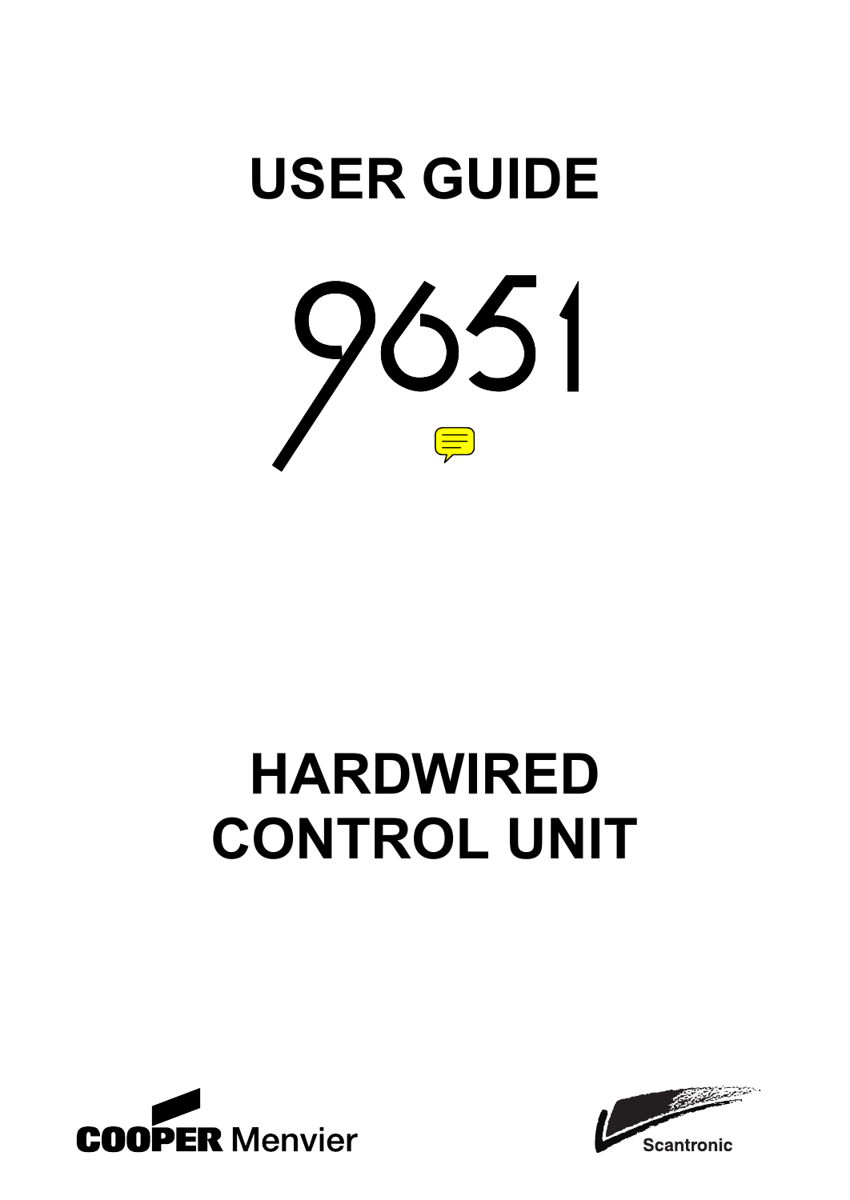# USER GUIDE

# 9651

# HARDWIRED CONTROL UNIT

COOPER Menvier

Scantronic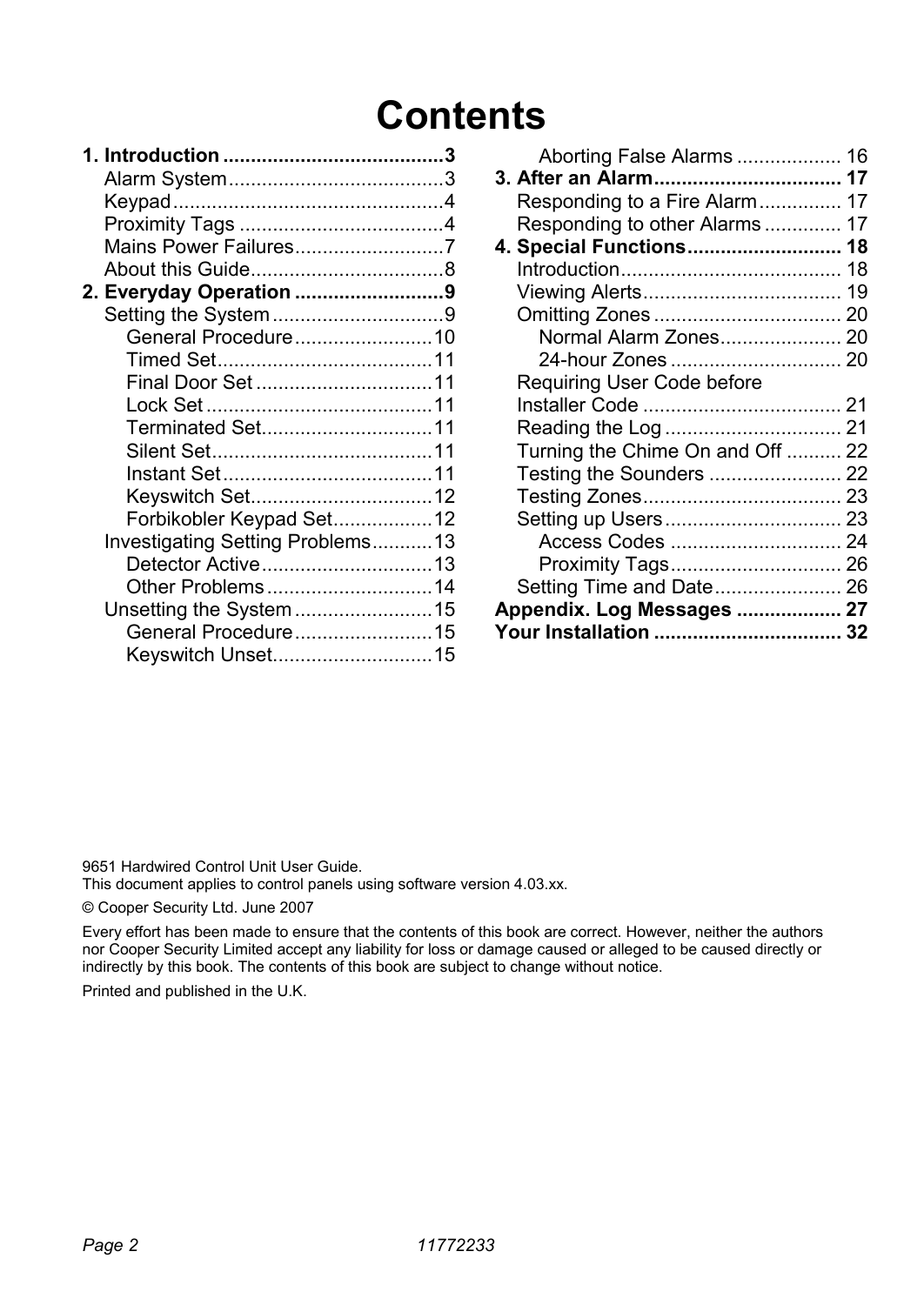# Contents

**1. Introduction ........................................3**
- Alarm System.......................................3
- Keypad.................................................4
- Proximity Tags .....................................4
- Mains Power Failures...........................7
- About this Guide...................................8

**2. Everyday Operation ...........................9**
- Setting the System...............................9
  - General Procedure.........................10
  - Timed Set.......................................11
  - Final Door Set ................................11
  - Lock Set .........................................11
  - Terminated Set...............................11
  - Silent Set........................................11
  - Instant Set......................................11
  - Keyswitch Set.................................12
  - Forbikobler Keypad Set..................12
- Investigating Setting Problems...........13
  - Detector Active...............................13
  - Other Problems..............................14
- Unsetting the System.........................15
  - General Procedure.........................15
  - Keyswitch Unset.............................15
  - Aborting False Alarms .................. 16

**3. After an Alarm.................................. 17**
- Responding to a Fire Alarm............... 17
- Responding to other Alarms .............. 17

**4. Special Functions............................ 18**
- Introduction........................................ 18
- Viewing Alerts.................................... 19
- Omitting Zones .................................. 20
  - Normal Alarm Zones...................... 20
  - 24-hour Zones ............................... 20
- Requiring User Code before Installer Code .................................... 21
- Reading the Log ................................ 21
- Turning the Chime On and Off .......... 22
- Testing the Sounders ........................ 22
- Testing Zones.................................... 23
- Setting up Users................................ 23
  - Access Codes ............................... 24
  - Proximity Tags............................... 26
- Setting Time and Date....................... 26

**Appendix. Log Messages .................. 27**

**Your Installation ................................. 32**

9651 Hardwired Control Unit User Guide.
This document applies to control panels using software version 4.03.xx.

© Cooper Security Ltd. June 2007

Every effort has been made to ensure that the contents of this book are correct. However, neither the authors nor Cooper Security Limited accept any liability for loss or damage caused or alleged to be caused directly or indirectly by this book. The contents of this book are subject to change without notice.

Printed and published in the U.K.

11772233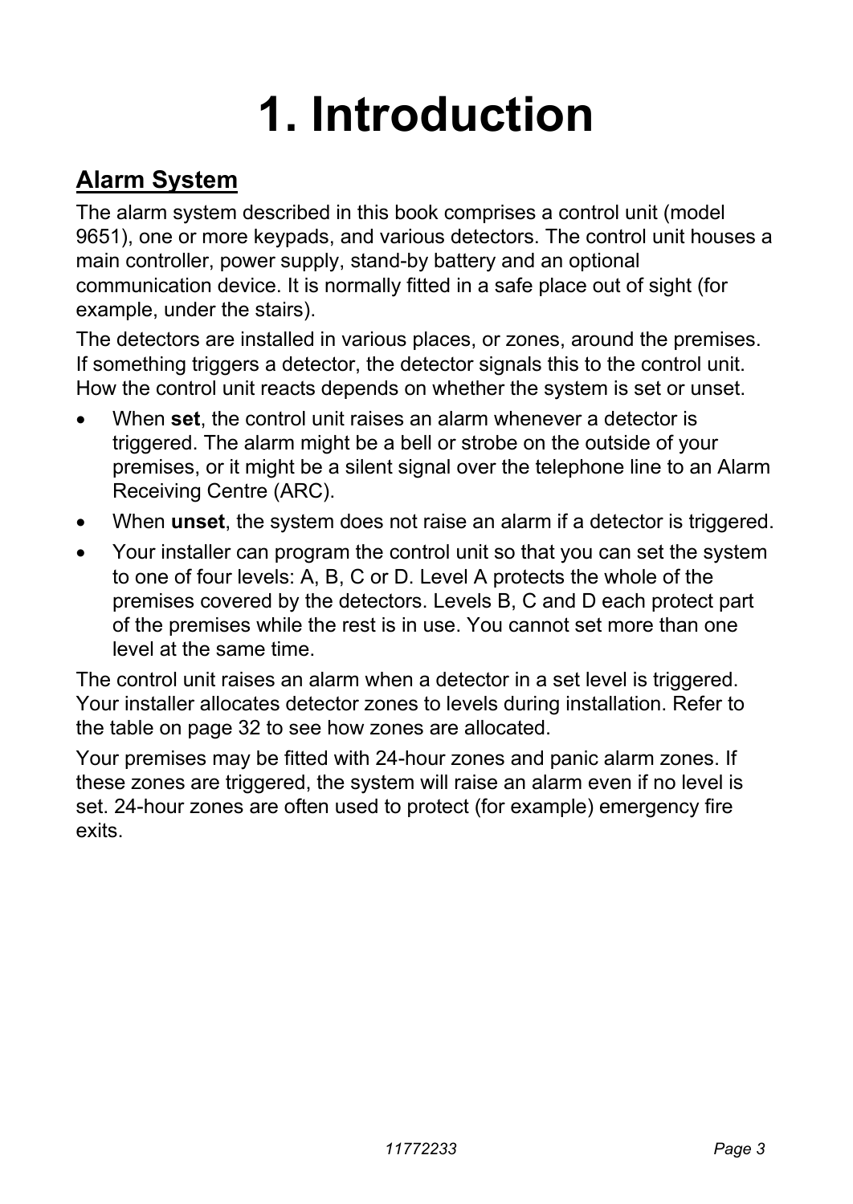# 1. Introduction

## Alarm System

The alarm system described in this book comprises a control unit (model 9651), one or more keypads, and various detectors. The control unit houses a main controller, power supply, stand-by battery and an optional communication device. It is normally fitted in a safe place out of sight (for example, under the stairs).

The detectors are installed in various places, or zones, around the premises. If something triggers a detector, the detector signals this to the control unit. How the control unit reacts depends on whether the system is set or unset.

- When **set**, the control unit raises an alarm whenever a detector is triggered. The alarm might be a bell or strobe on the outside of your premises, or it might be a silent signal over the telephone line to an Alarm Receiving Centre (ARC).
- When **unset**, the system does not raise an alarm if a detector is triggered.
- Your installer can program the control unit so that you can set the system to one of four levels: A, B, C or D. Level A protects the whole of the premises covered by the detectors. Levels B, C and D each protect part of the premises while the rest is in use. You cannot set more than one level at the same time.

The control unit raises an alarm when a detector in a set level is triggered. Your installer allocates detector zones to levels during installation. Refer to the table on page 32 to see how zones are allocated.

Your premises may be fitted with 24-hour zones and panic alarm zones. If these zones are triggered, the system will raise an alarm even if no level is set. 24-hour zones are often used to protect (for example) emergency fire exits.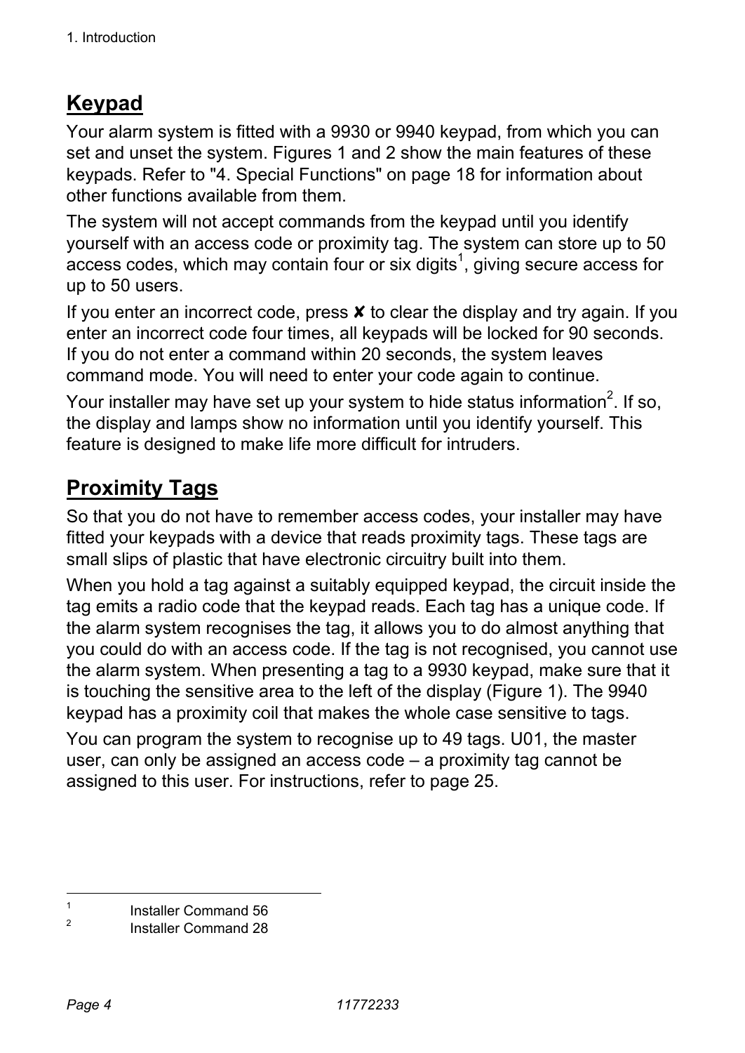## Keypad

Your alarm system is fitted with a 9930 or 9940 keypad, from which you can set and unset the system. Figures 1 and 2 show the main features of these keypads. Refer to "4. Special Functions" on page 18 for information about other functions available from them.

The system will not accept commands from the keypad until you identify yourself with an access code or proximity tag. The system can store up to 50 access codes, which may contain four or six digits[1], giving secure access for up to 50 users.

If you enter an incorrect code, press ✘ to clear the display and try again. If you enter an incorrect code four times, all keypads will be locked for 90 seconds. If you do not enter a command within 20 seconds, the system leaves command mode. You will need to enter your code again to continue.

Your installer may have set up your system to hide status information[2]. If so, the display and lamps show no information until you identify yourself. This feature is designed to make life more difficult for intruders.

## Proximity Tags

So that you do not have to remember access codes, your installer may have fitted your keypads with a device that reads proximity tags. These tags are small slips of plastic that have electronic circuitry built into them.

When you hold a tag against a suitably equipped keypad, the circuit inside the tag emits a radio code that the keypad reads. Each tag has a unique code. If the alarm system recognises the tag, it allows you to do almost anything that you could do with an access code. If the tag is not recognised, you cannot use the alarm system. When presenting a tag to a 9930 keypad, make sure that it is touching the sensitive area to the left of the display (Figure 1). The 9940 keypad has a proximity coil that makes the whole case sensitive to tags.

You can program the system to recognise up to 49 tags. U01, the master user, can only be assigned an access code – a proximity tag cannot be assigned to this user. For instructions, refer to page 25.

---

[1] Installer Command 56

[2] Installer Command 28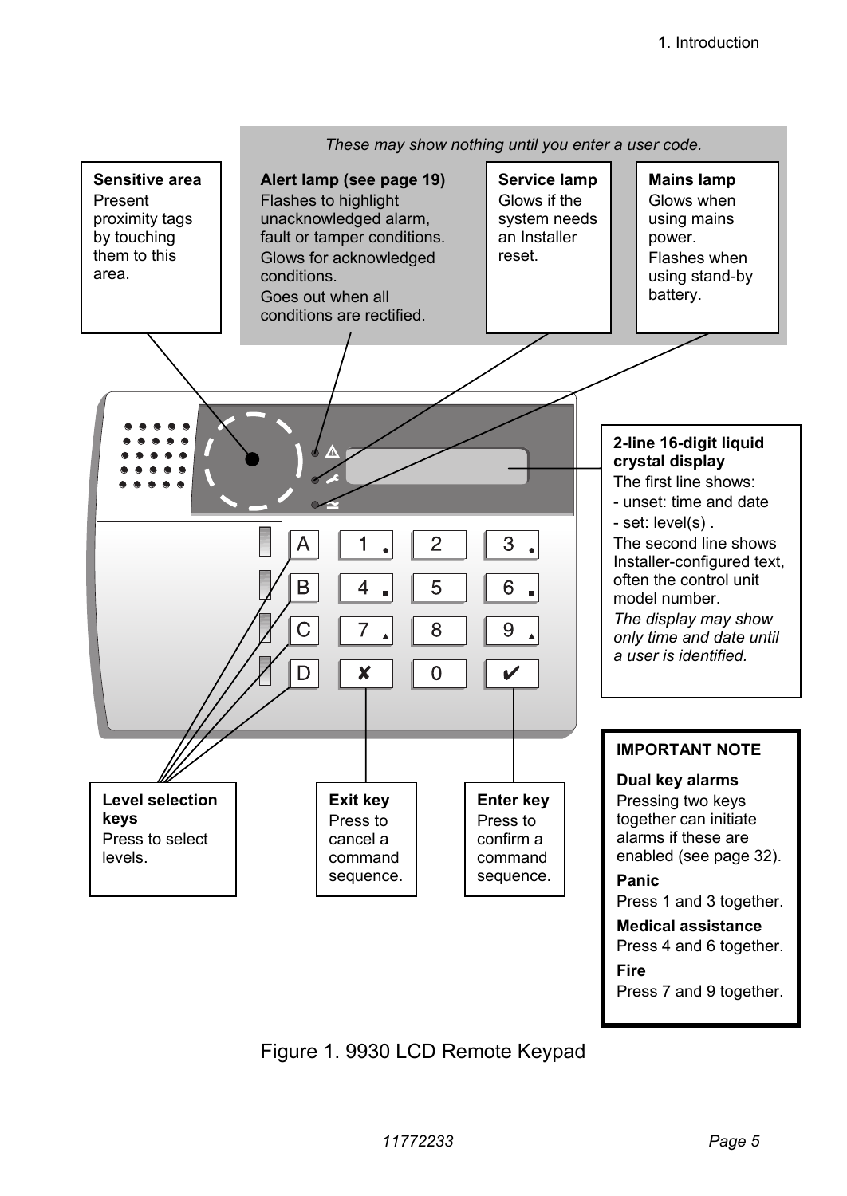*These may show nothing until you enter a user code.*

**Sensitive area**
Present proximity tags by touching them to this area.

**Alert lamp (see page 19)**
Flashes to highlight unacknowledged alarm, fault or tamper conditions.
Glows for acknowledged conditions.
Goes out when all conditions are rectified.

**Service lamp**
Glows if the system needs an Installer reset.

**Mains lamp**
Glows when using mains power.
Flashes when using stand-by battery.

**2-line 16-digit liquid crystal display**
The first line shows:
- unset: time and date
- set: level(s) .

The second line shows Installer-configured text, often the control unit model number.

*The display may show only time and date until a user is identified.*

**Level selection keys**
Press to select levels.

**Exit key**
Press to cancel a command sequence.

**Enter key**
Press to confirm a command sequence.

**IMPORTANT NOTE**

**Dual key alarms**
Pressing two keys together can initiate alarms if these are enabled (see page 32).

**Panic**
Press 1 and 3 together.

**Medical assistance**
Press 4 and 6 together.

**Fire**
Press 7 and 9 together.

Figure 1. 9930 LCD Remote Keypad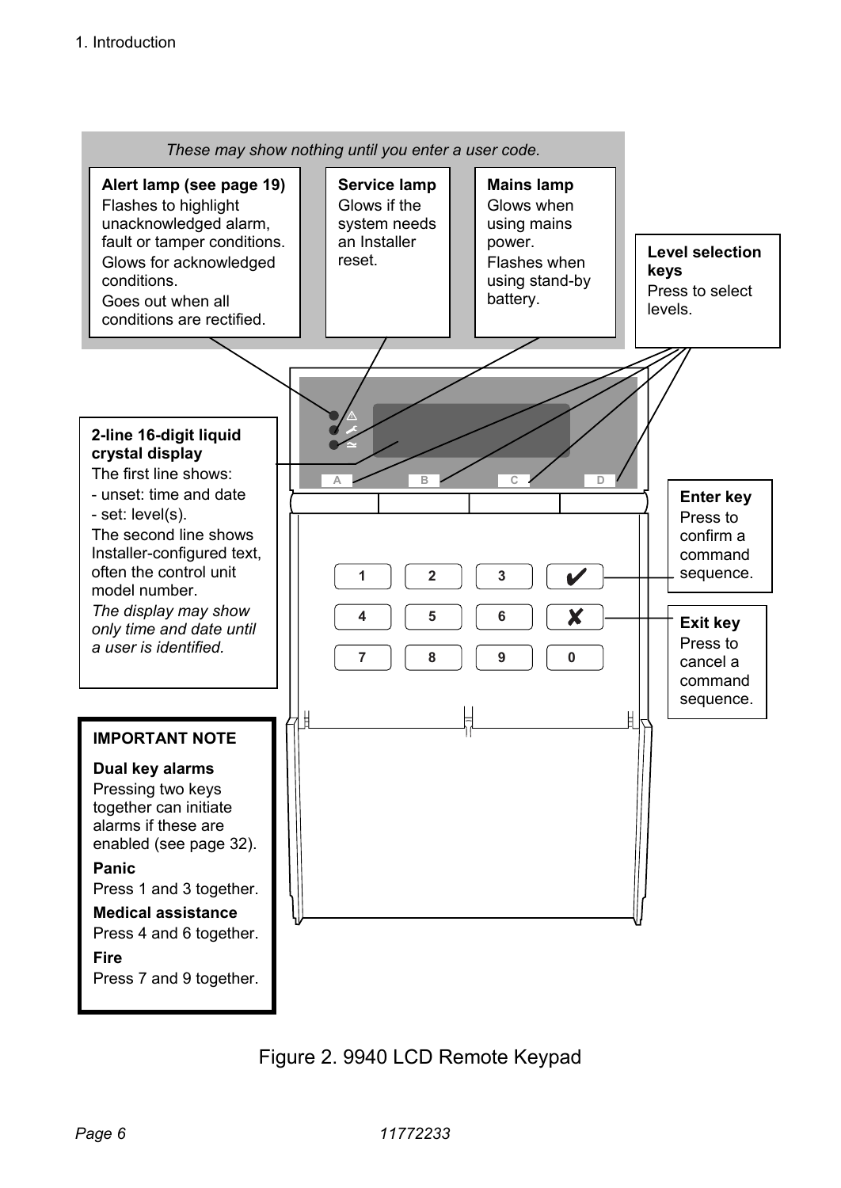*These may show nothing until you enter a user code.*

**Alert lamp (see page 19)**
Flashes to highlight unacknowledged alarm, fault or tamper conditions.
Glows for acknowledged conditions.
Goes out when all conditions are rectified.

**Service lamp**
Glows if the system needs an Installer reset.

**Mains lamp**
Glows when using mains power.
Flashes when using stand-by battery.

**Level selection keys**
Press to select levels.

**2-line 16-digit liquid crystal display**
The first line shows:
- unset: time and date
- set: level(s).

The second line shows Installer-configured text, often the control unit model number.
*The display may show only time and date until a user is identified.*

**Enter key**
Press to confirm a command sequence.

**Exit key**
Press to cancel a command sequence.

A B C D

1 2 3 ✔
4 5 6 ✘
7 8 9 0

**IMPORTANT NOTE**

**Dual key alarms**
Pressing two keys together can initiate alarms if these are enabled (see page 32).

**Panic**
Press 1 and 3 together.

**Medical assistance**
Press 4 and 6 together.

**Fire**
Press 7 and 9 together.

Figure 2. 9940 LCD Remote Keypad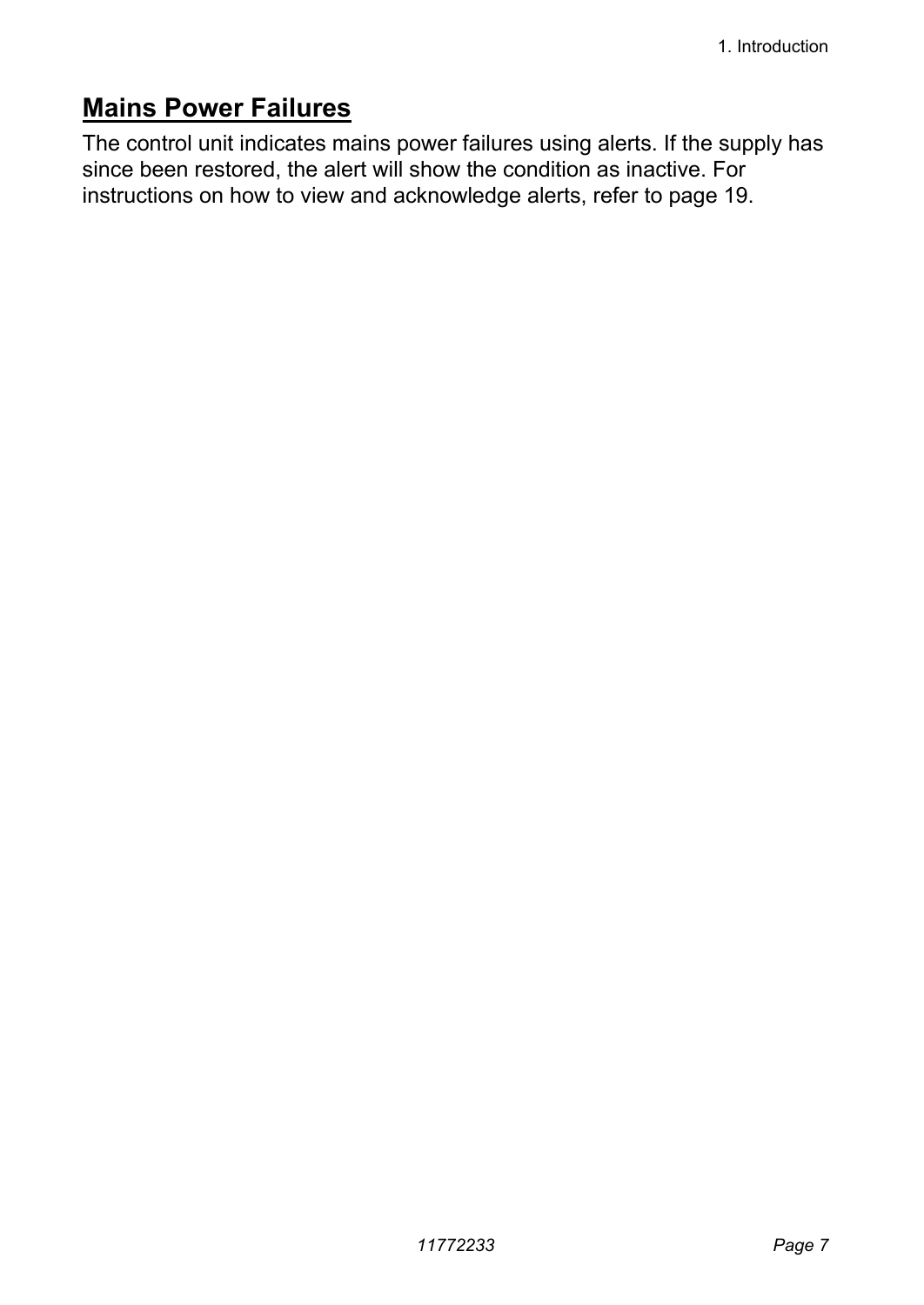## Mains Power Failures

The control unit indicates mains power failures using alerts. If the supply has since been restored, the alert will show the condition as inactive. For instructions on how to view and acknowledge alerts, refer to page 19.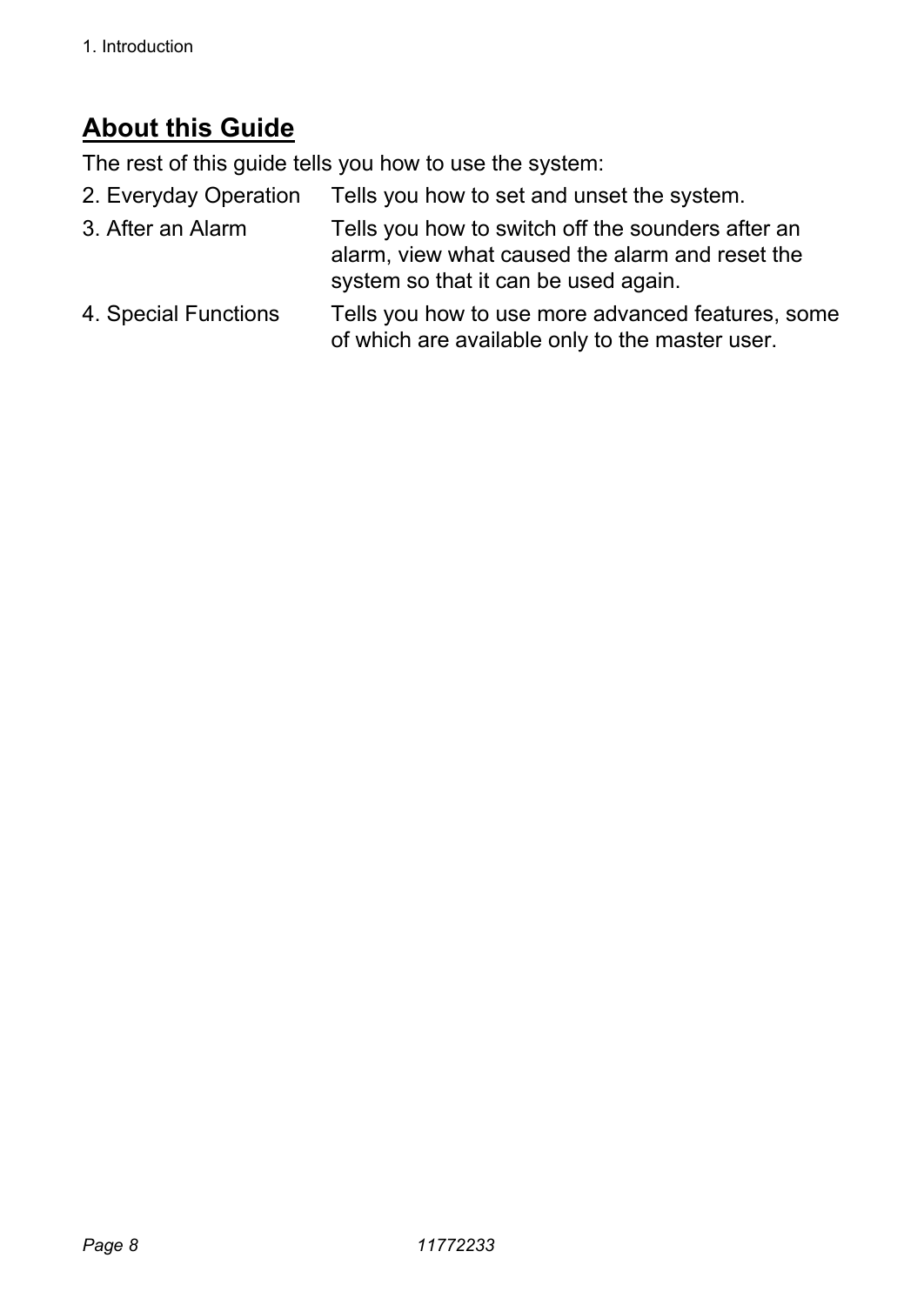## About this Guide

The rest of this guide tells you how to use the system:

| | |
|---|---|
| 2. Everyday Operation | Tells you how to set and unset the system. |
| 3. After an Alarm | Tells you how to switch off the sounders after an alarm, view what caused the alarm and reset the system so that it can be used again. |
| 4. Special Functions | Tells you how to use more advanced features, some of which are available only to the master user. |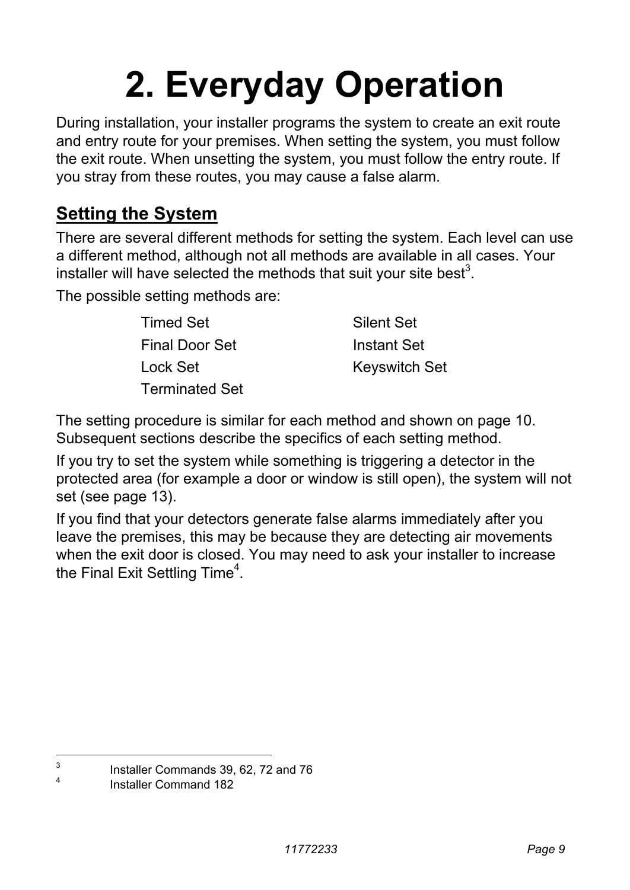# 2. Everyday Operation

During installation, your installer programs the system to create an exit route and entry route for your premises. When setting the system, you must follow the exit route. When unsetting the system, you must follow the entry route. If you stray from these routes, you may cause a false alarm.

## Setting the System

There are several different methods for setting the system. Each level can use a different method, although not all methods are available in all cases. Your installer will have selected the methods that suit your site best[3].

The possible setting methods are:

- Timed Set
- Final Door Set
- Lock Set
- Terminated Set
- Silent Set
- Instant Set
- Keyswitch Set

The setting procedure is similar for each method and shown on page 10. Subsequent sections describe the specifics of each setting method.

If you try to set the system while something is triggering a detector in the protected area (for example a door or window is still open), the system will not set (see page 13).

If you find that your detectors generate false alarms immediately after you leave the premises, this may be because they are detecting air movements when the exit door is closed. You may need to ask your installer to increase the Final Exit Settling Time[4].

---

[3] Installer Commands 39, 62, 72 and 76

[4] Installer Command 182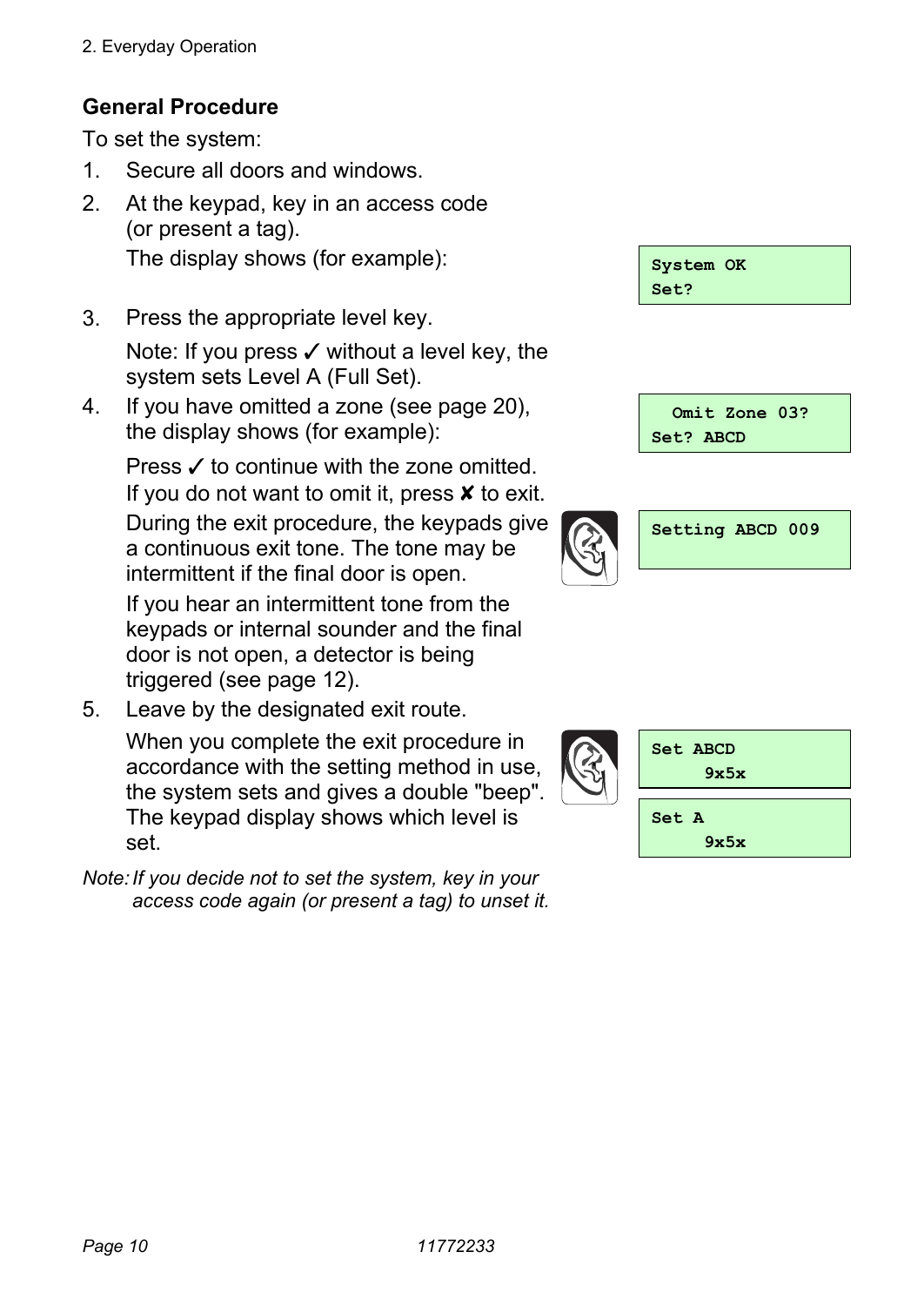### General Procedure

To set the system:

1. Secure all doors and windows.
2. At the keypad, key in an access code (or present a tag).

   The display shows (for example):

   ```
   System OK
   Set?
   ```

3. Press the appropriate level key.

   Note: If you press ✓ without a level key, the system sets Level A (Full Set).

4. If you have omitted a zone (see page 20), the display shows (for example):

   ```
     Omit Zone 03?
   Set? ABCD
   ```

   Press ✓ to continue with the zone omitted. If you do not want to omit it, press ✘ to exit.

   During the exit procedure, the keypads give a continuous exit tone. The tone may be intermittent if the final door is open.

   ```
   Setting ABCD 009
   ```

   If you hear an intermittent tone from the keypads or internal sounder and the final door is not open, a detector is being triggered (see page 12).

5. Leave by the designated exit route.

   When you complete the exit procedure in accordance with the setting method in use, the system sets and gives a double "beep". The keypad display shows which level is set.

   ```
   Set ABCD
        9x5x
   ```

   ```
   Set A
        9x5x
   ```

*Note: If you decide not to set the system, key in your access code again (or present a tag) to unset it.*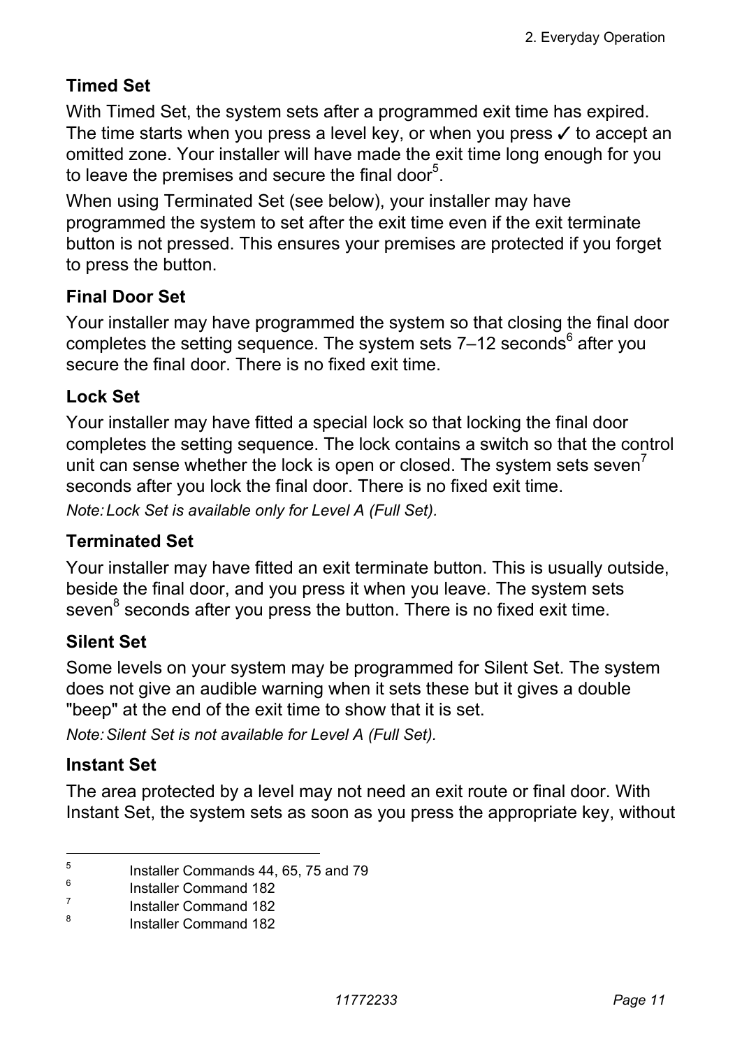### Timed Set

With Timed Set, the system sets after a programmed exit time has expired. The time starts when you press a level key, or when you press ✓ to accept an omitted zone. Your installer will have made the exit time long enough for you to leave the premises and secure the final door[5].

When using Terminated Set (see below), your installer may have programmed the system to set after the exit time even if the exit terminate button is not pressed. This ensures your premises are protected if you forget to press the button.

### Final Door Set

Your installer may have programmed the system so that closing the final door completes the setting sequence. The system sets 7–12 seconds[6] after you secure the final door. There is no fixed exit time.

### Lock Set

Your installer may have fitted a special lock so that locking the final door completes the setting sequence. The lock contains a switch so that the control unit can sense whether the lock is open or closed. The system sets seven[7] seconds after you lock the final door. There is no fixed exit time.

*Note: Lock Set is available only for Level A (Full Set).*

### Terminated Set

Your installer may have fitted an exit terminate button. This is usually outside, beside the final door, and you press it when you leave. The system sets seven[8] seconds after you press the button. There is no fixed exit time.

### Silent Set

Some levels on your system may be programmed for Silent Set. The system does not give an audible warning when it sets these but it gives a double "beep" at the end of the exit time to show that it is set.

*Note: Silent Set is not available for Level A (Full Set).*

### Instant Set

The area protected by a level may not need an exit route or final door. With Instant Set, the system sets as soon as you press the appropriate key, without

---

[5] Installer Commands 44, 65, 75 and 79

[6] Installer Command 182

[7] Installer Command 182

[8] Installer Command 182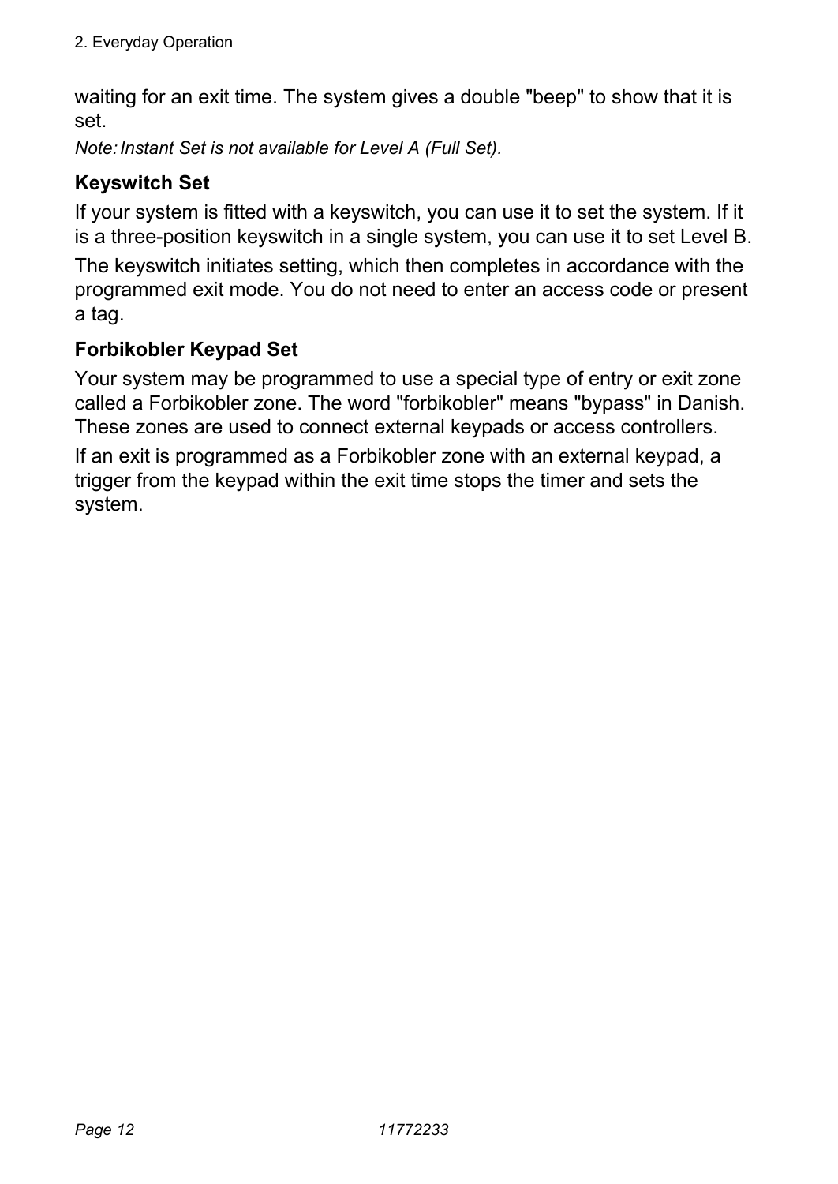waiting for an exit time. The system gives a double "beep" to show that it is set.

*Note: Instant Set is not available for Level A (Full Set).*

### Keyswitch Set

If your system is fitted with a keyswitch, you can use it to set the system. If it is a three-position keyswitch in a single system, you can use it to set Level B.

The keyswitch initiates setting, which then completes in accordance with the programmed exit mode. You do not need to enter an access code or present a tag.

### Forbikobler Keypad Set

Your system may be programmed to use a special type of entry or exit zone called a Forbikobler zone. The word "forbikobler" means "bypass" in Danish. These zones are used to connect external keypads or access controllers.

If an exit is programmed as a Forbikobler zone with an external keypad, a trigger from the keypad within the exit time stops the timer and sets the system.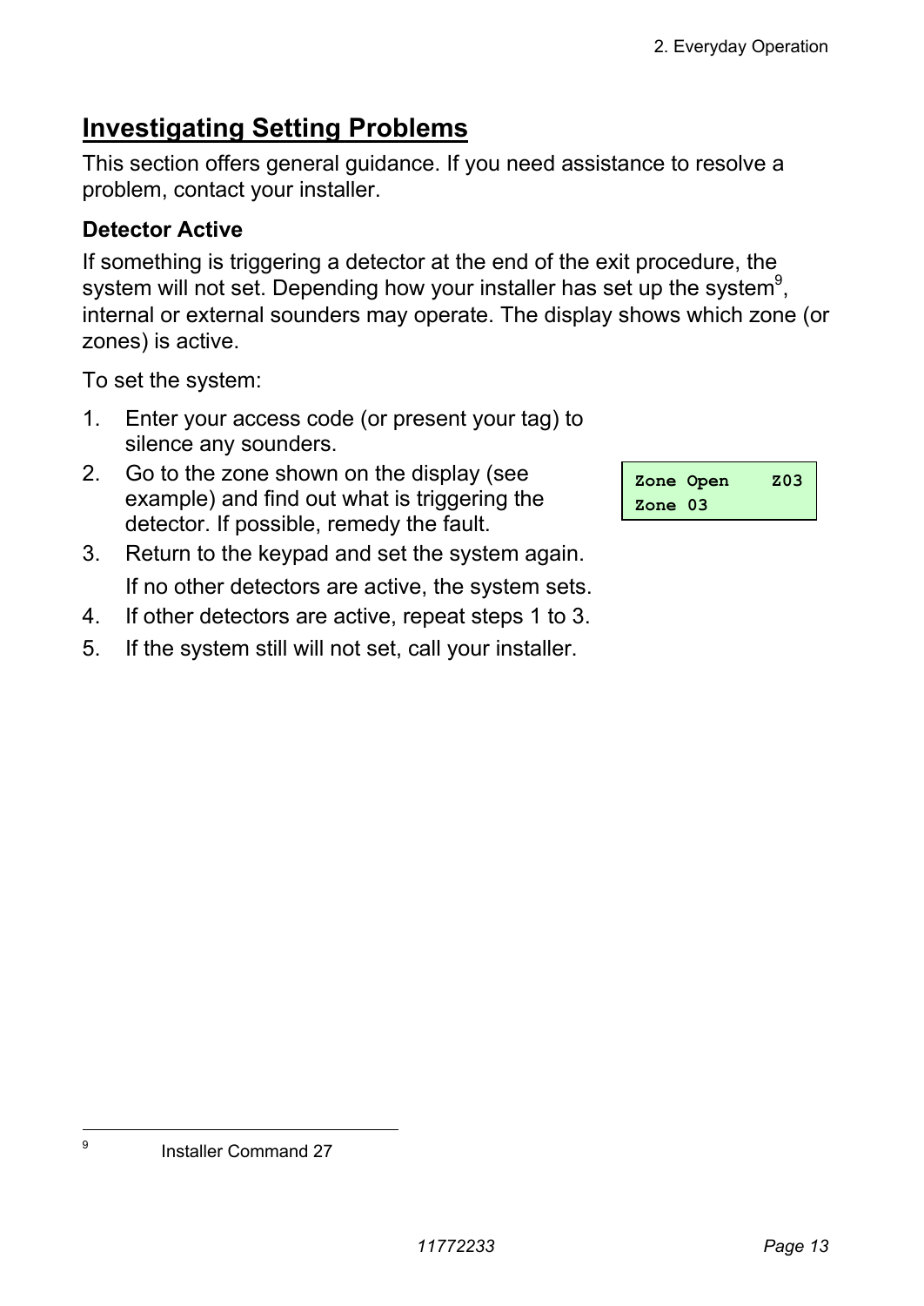## Investigating Setting Problems

This section offers general guidance. If you need assistance to resolve a problem, contact your installer.

### Detector Active

If something is triggering a detector at the end of the exit procedure, the system will not set. Depending how your installer has set up the system[9], internal or external sounders may operate. The display shows which zone (or zones) is active.

To set the system:

1. Enter your access code (or present your tag) to silence any sounders.
2. Go to the zone shown on the display (see example) and find out what is triggering the detector. If possible, remedy the fault.

```
Zone Open    Z03
Zone 03
```

3. Return to the keypad and set the system again.

   If no other detectors are active, the system sets.
4. If other detectors are active, repeat steps 1 to 3.
5. If the system still will not set, call your installer.

---

[9] Installer Command 27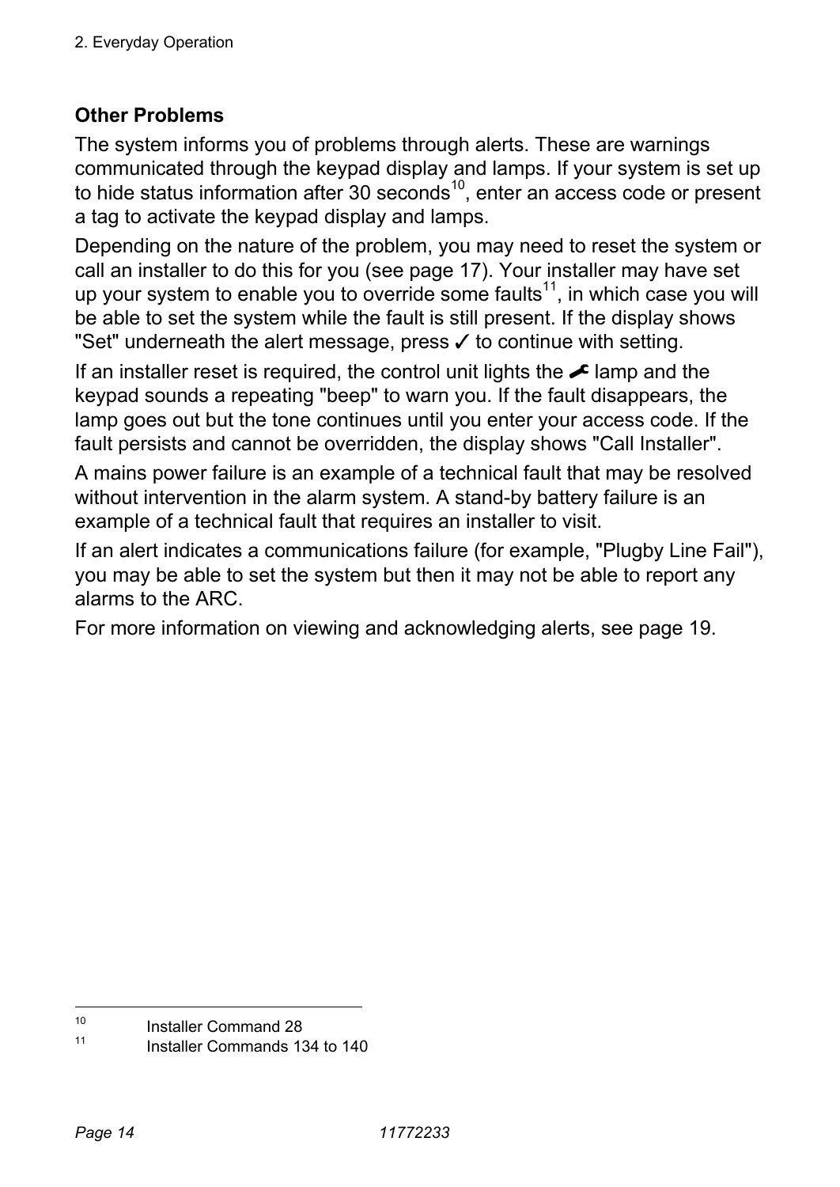### Other Problems

The system informs you of problems through alerts. These are warnings communicated through the keypad display and lamps. If your system is set up to hide status information after 30 seconds[10], enter an access code or present a tag to activate the keypad display and lamps.

Depending on the nature of the problem, you may need to reset the system or call an installer to do this for you (see page 17). Your installer may have set up your system to enable you to override some faults[11], in which case you will be able to set the system while the fault is still present. If the display shows "Set" underneath the alert message, press ✓ to continue with setting.

If an installer reset is required, the control unit lights the 🔧 lamp and the keypad sounds a repeating "beep" to warn you. If the fault disappears, the lamp goes out but the tone continues until you enter your access code. If the fault persists and cannot be overridden, the display shows "Call Installer".

A mains power failure is an example of a technical fault that may be resolved without intervention in the alarm system. A stand-by battery failure is an example of a technical fault that requires an installer to visit.

If an alert indicates a communications failure (for example, "Plugby Line Fail"), you may be able to set the system but then it may not be able to report any alarms to the ARC.

For more information on viewing and acknowledging alerts, see page 19.

---

[10] Installer Command 28

[11] Installer Commands 134 to 140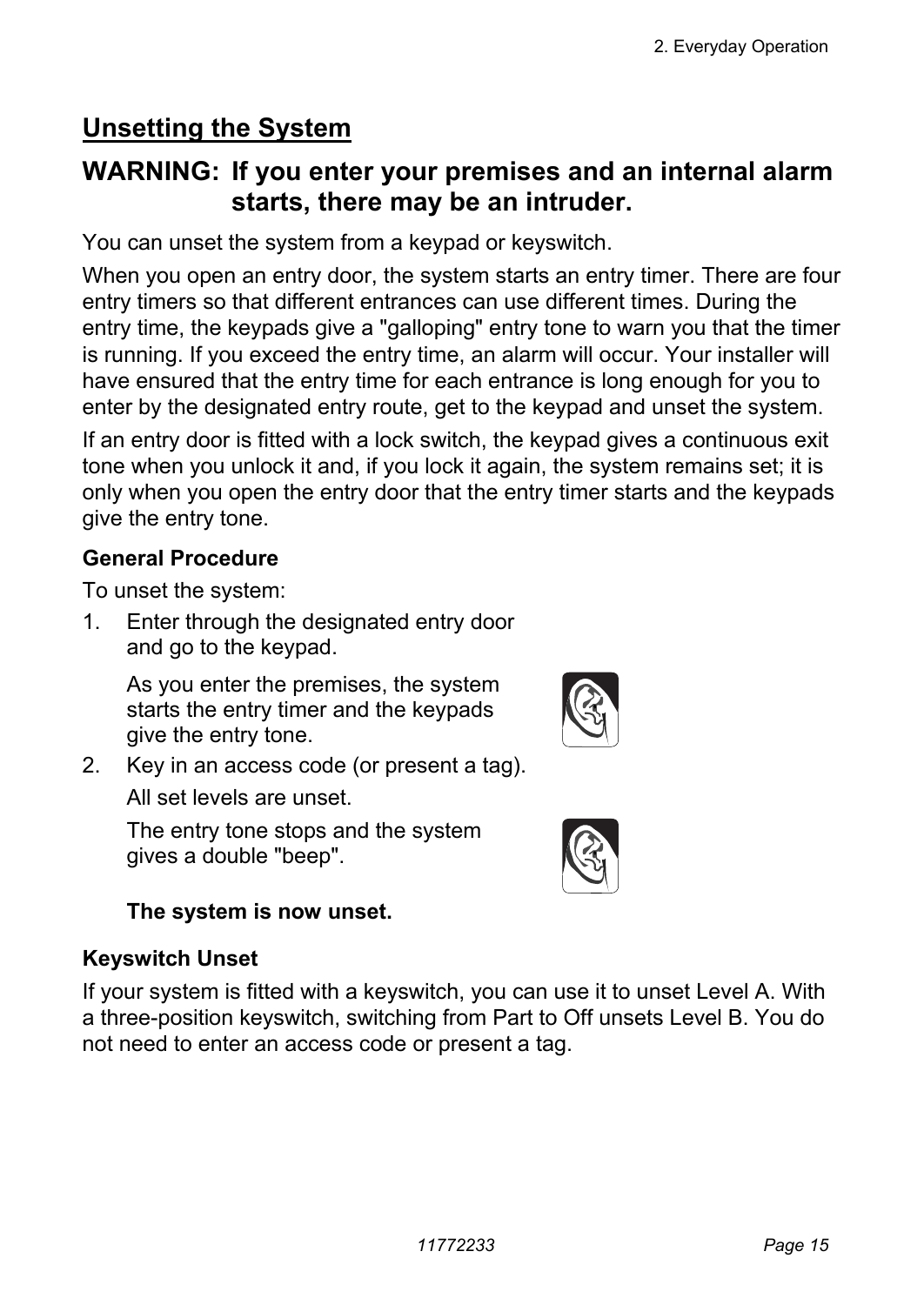## Unsetting the System

### WARNING: If you enter your premises and an internal alarm starts, there may be an intruder.

You can unset the system from a keypad or keyswitch.

When you open an entry door, the system starts an entry timer. There are four entry timers so that different entrances can use different times. During the entry time, the keypads give a "galloping" entry tone to warn you that the timer is running. If you exceed the entry time, an alarm will occur. Your installer will have ensured that the entry time for each entrance is long enough for you to enter by the designated entry route, get to the keypad and unset the system.

If an entry door is fitted with a lock switch, the keypad gives a continuous exit tone when you unlock it and, if you lock it again, the system remains set; it is only when you open the entry door that the entry timer starts and the keypads give the entry tone.

**General Procedure**

To unset the system:

1. Enter through the designated entry door and go to the keypad.

   As you enter the premises, the system starts the entry timer and the keypads give the entry tone.

2. Key in an access code (or present a tag).

   All set levels are unset.

   The entry tone stops and the system gives a double "beep".

   **The system is now unset.**

**Keyswitch Unset**

If your system is fitted with a keyswitch, you can use it to unset Level A. With a three-position keyswitch, switching from Part to Off unsets Level B. You do not need to enter an access code or present a tag.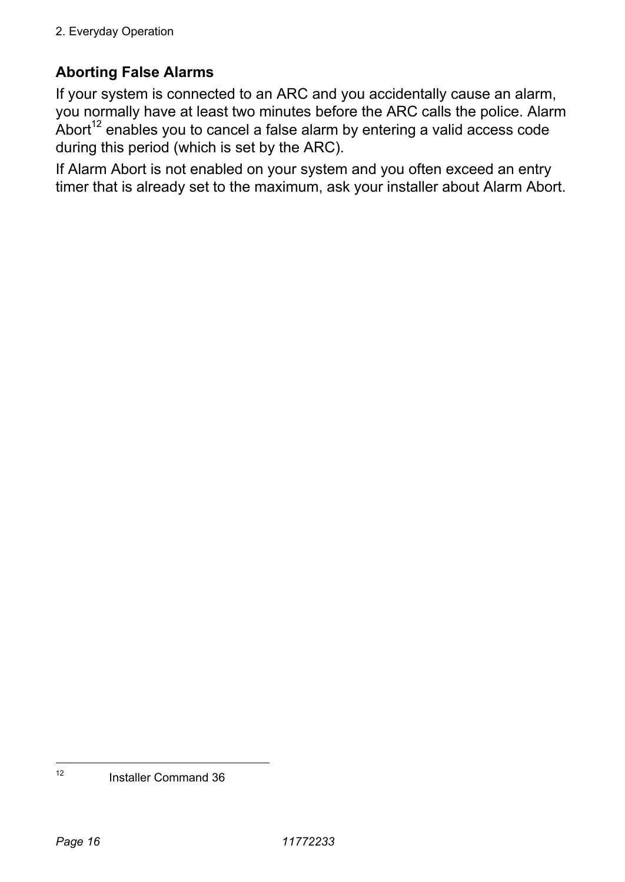## Aborting False Alarms

If your system is connected to an ARC and you accidentally cause an alarm, you normally have at least two minutes before the ARC calls the police. Alarm Abort[12] enables you to cancel a false alarm by entering a valid access code during this period (which is set by the ARC).

If Alarm Abort is not enabled on your system and you often exceed an entry timer that is already set to the maximum, ask your installer about Alarm Abort.

---

[12] Installer Command 36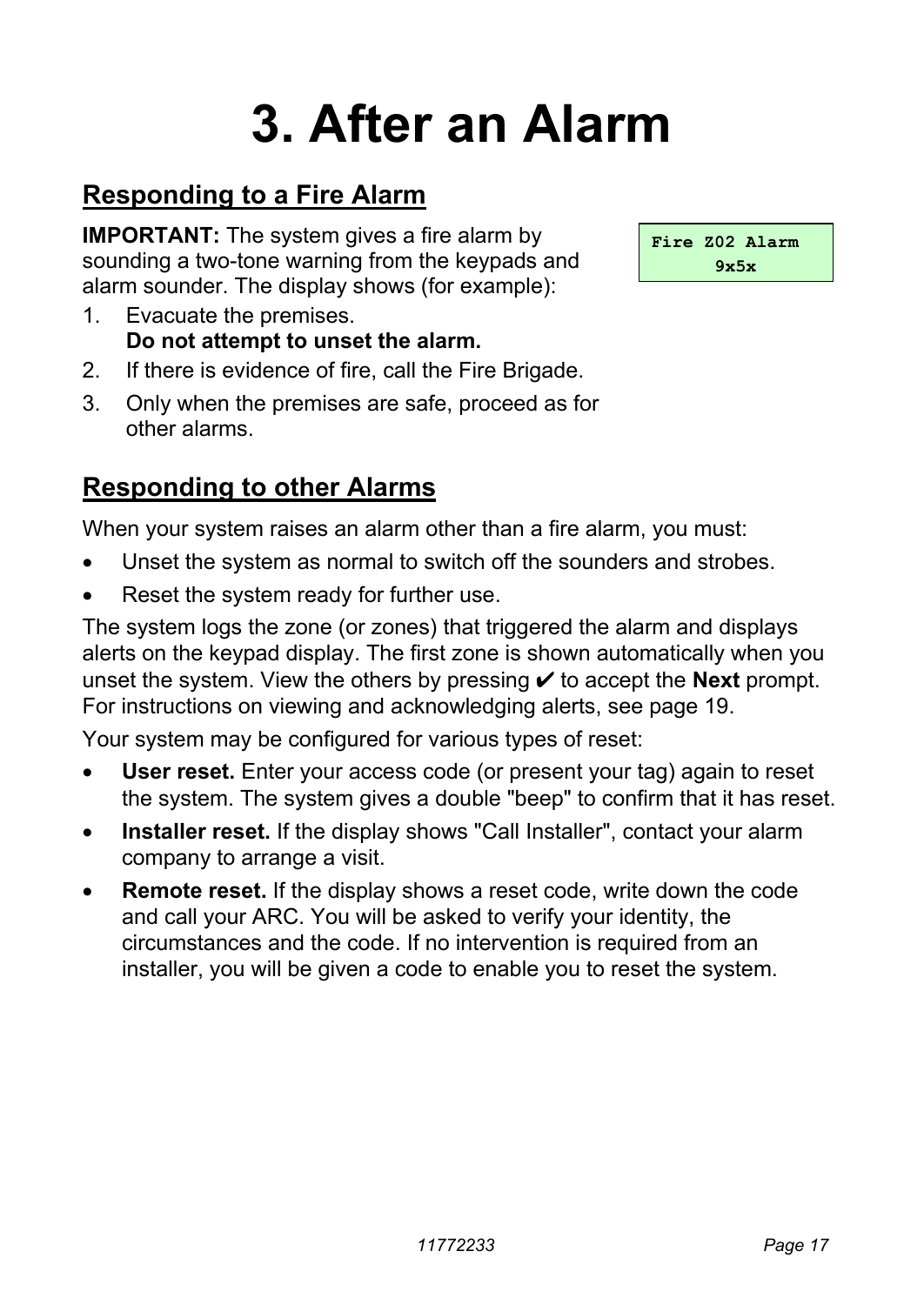# 3. After an Alarm

## Responding to a Fire Alarm

**IMPORTANT:** The system gives a fire alarm by sounding a two-tone warning from the keypads and alarm sounder. The display shows (for example):

```
Fire Z02 Alarm
     9x5x
```

1. Evacuate the premises.
   **Do not attempt to unset the alarm.**
2. If there is evidence of fire, call the Fire Brigade.
3. Only when the premises are safe, proceed as for other alarms.

## Responding to other Alarms

When your system raises an alarm other than a fire alarm, you must:

- Unset the system as normal to switch off the sounders and strobes.
- Reset the system ready for further use.

The system logs the zone (or zones) that triggered the alarm and displays alerts on the keypad display. The first zone is shown automatically when you unset the system. View the others by pressing ✔ to accept the **Next** prompt. For instructions on viewing and acknowledging alerts, see page 19.

Your system may be configured for various types of reset:

- **User reset.** Enter your access code (or present your tag) again to reset the system. The system gives a double "beep" to confirm that it has reset.
- **Installer reset.** If the display shows "Call Installer", contact your alarm company to arrange a visit.
- **Remote reset.** If the display shows a reset code, write down the code and call your ARC. You will be asked to verify your identity, the circumstances and the code. If no intervention is required from an installer, you will be given a code to enable you to reset the system.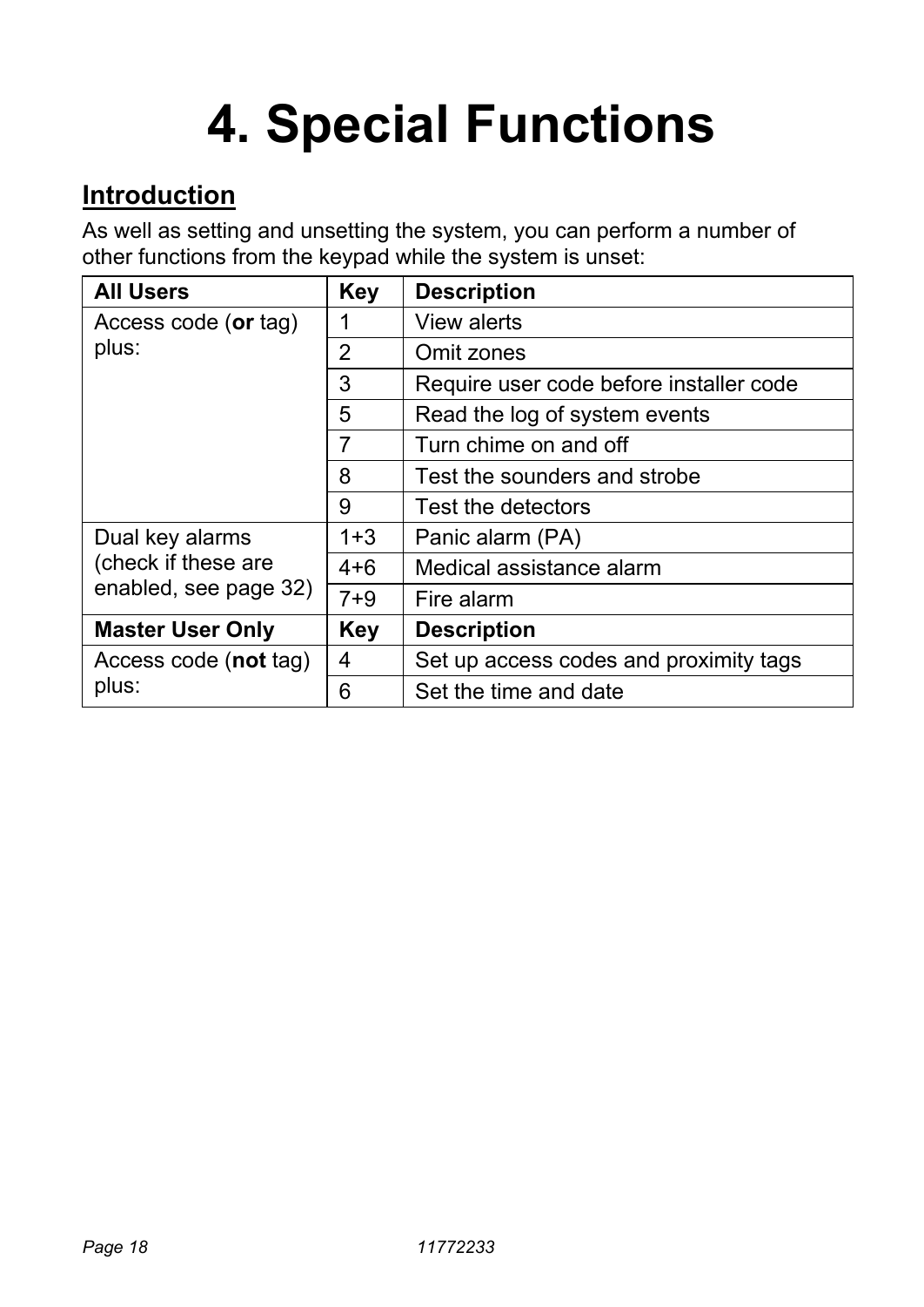# 4. Special Functions

## Introduction

As well as setting and unsetting the system, you can perform a number of other functions from the keypad while the system is unset:

| **All Users** | **Key** | **Description** |
|---|---|---|
| Access code (**or** tag) plus: | 1 | View alerts |
| | 2 | Omit zones |
| | 3 | Require user code before installer code |
| | 5 | Read the log of system events |
| | 7 | Turn chime on and off |
| | 8 | Test the sounders and strobe |
| | 9 | Test the detectors |
| Dual key alarms (check if these are enabled, see page 32) | 1+3 | Panic alarm (PA) |
| | 4+6 | Medical assistance alarm |
| | 7+9 | Fire alarm |
| **Master User Only** | **Key** | **Description** |
| Access code (**not** tag) plus: | 4 | Set up access codes and proximity tags |
| | 6 | Set the time and date |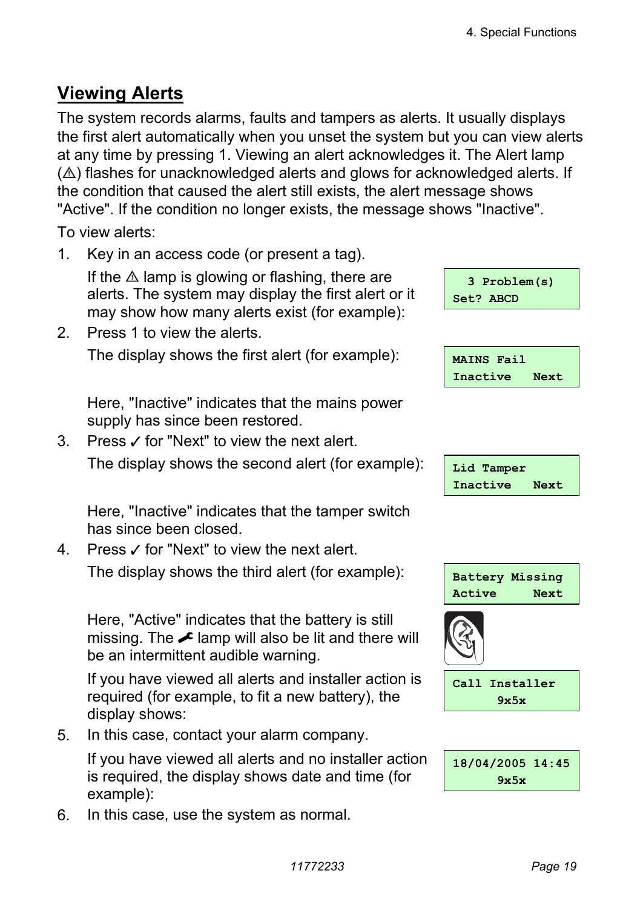## Viewing Alerts

The system records alarms, faults and tampers as alerts. It usually displays the first alert automatically when you unset the system but you can view alerts at any time by pressing 1. Viewing an alert acknowledges it. The Alert lamp (⚠) flashes for unacknowledged alerts and glows for acknowledged alerts. If the condition that caused the alert still exists, the alert message shows "Active". If the condition no longer exists, the message shows "Inactive".

To view alerts:

1. Key in an access code (or present a tag).

   If the ⚠ lamp is glowing or flashing, there are alerts. The system may display the first alert or it may show how many alerts exist (for example):

   ```
     3 Problem(s)
   Set? ABCD
   ```

2. Press 1 to view the alerts.

   The display shows the first alert (for example):

   ```
   MAINS Fail
   Inactive   Next
   ```

   Here, "Inactive" indicates that the mains power supply has since been restored.

3. Press ✓ for "Next" to view the next alert.

   The display shows the second alert (for example):

   ```
   Lid Tamper
   Inactive   Next
   ```

   Here, "Inactive" indicates that the tamper switch has since been closed.

4. Press ✓ for "Next" to view the next alert.

   The display shows the third alert (for example):

   ```
   Battery Missing
   Active     Next
   ```

   Here, "Active" indicates that the battery is still missing. The 🔧 lamp will also be lit and there will be an intermittent audible warning.

   If you have viewed all alerts and installer action is required (for example, to fit a new battery), the display shows:

   ```
   Call Installer
         9x5x
   ```

5. In this case, contact your alarm company.

   If you have viewed all alerts and no installer action is required, the display shows date and time (for example):

   ```
   18/04/2005 14:45
         9x5x
   ```

6. In this case, use the system as normal.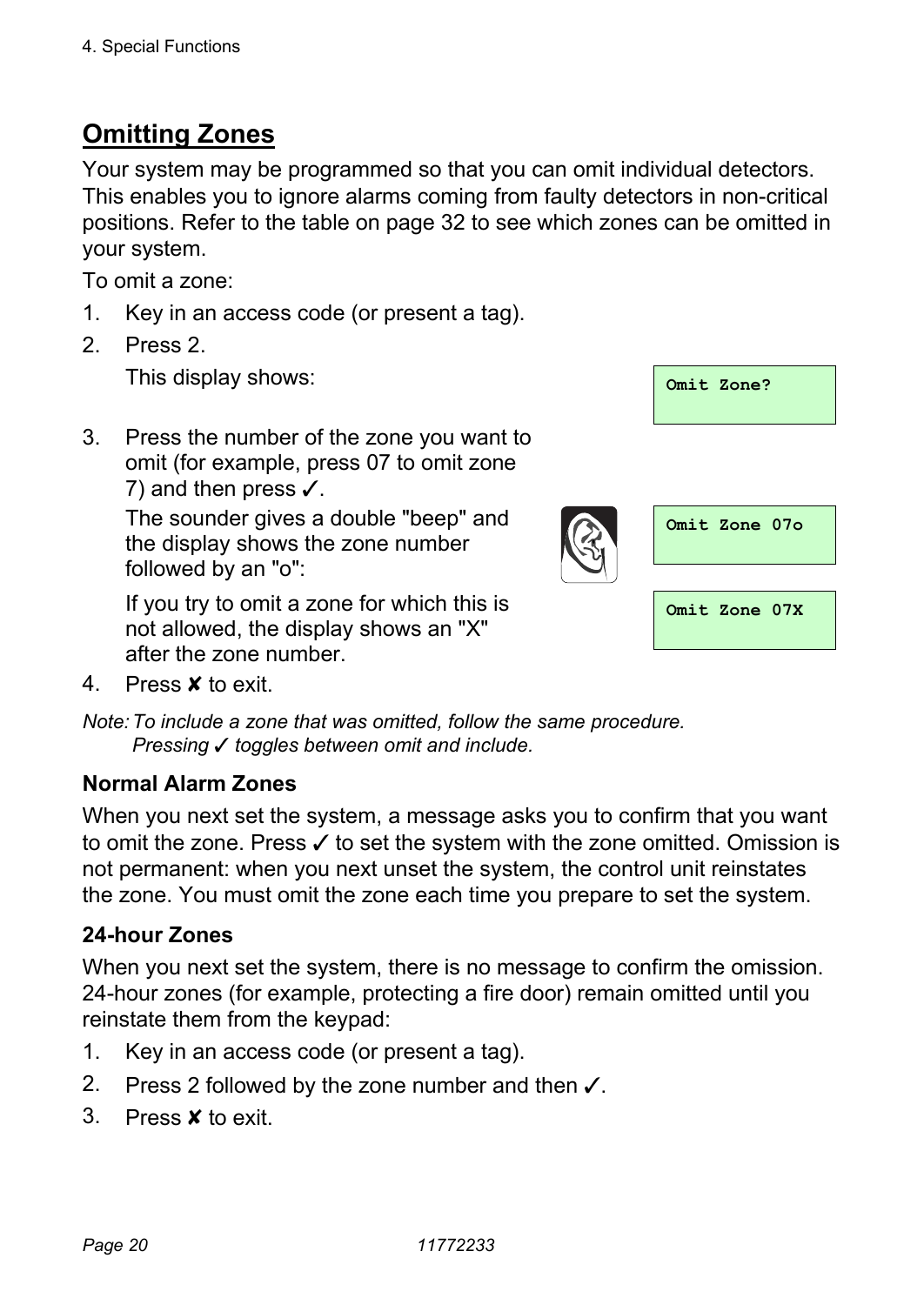## Omitting Zones

Your system may be programmed so that you can omit individual detectors. This enables you to ignore alarms coming from faulty detectors in non-critical positions. Refer to the table on page 32 to see which zones can be omitted in your system.

To omit a zone:

1. Key in an access code (or present a tag).
2. Press 2.

   This display shows:

   ```
   Omit Zone?
   ```

3. Press the number of the zone you want to omit (for example, press 07 to omit zone 7) and then press ✓.

   The sounder gives a double "beep" and the display shows the zone number followed by an "o":

   ```
   Omit Zone 07o
   ```

   If you try to omit a zone for which this is not allowed, the display shows an "X" after the zone number.

   ```
   Omit Zone 07X
   ```

4. Press ✘ to exit.

*Note: To include a zone that was omitted, follow the same procedure. Pressing ✓ toggles between omit and include.*

### Normal Alarm Zones

When you next set the system, a message asks you to confirm that you want to omit the zone. Press ✓ to set the system with the zone omitted. Omission is not permanent: when you next unset the system, the control unit reinstates the zone. You must omit the zone each time you prepare to set the system.

### 24-hour Zones

When you next set the system, there is no message to confirm the omission. 24-hour zones (for example, protecting a fire door) remain omitted until you reinstate them from the keypad:

1. Key in an access code (or present a tag).
2. Press 2 followed by the zone number and then ✓.
3. Press ✘ to exit.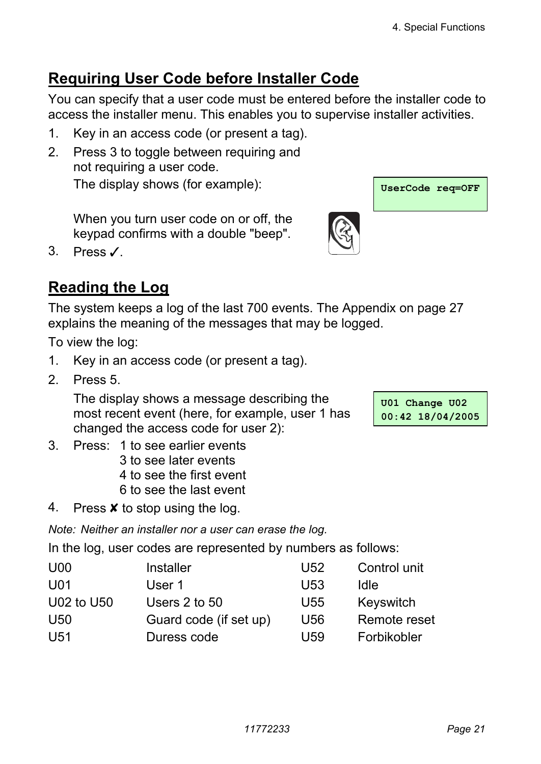## Requiring User Code before Installer Code

You can specify that a user code must be entered before the installer code to access the installer menu. This enables you to supervise installer activities.

1. Key in an access code (or present a tag).
2. Press 3 to toggle between requiring and not requiring a user code.

   The display shows (for example):

   ```
   UserCode req=OFF
   ```

   When you turn user code on or off, the keypad confirms with a double "beep".
3. Press ✓.

## Reading the Log

The system keeps a log of the last 700 events. The Appendix on page 27 explains the meaning of the messages that may be logged.

To view the log:

1. Key in an access code (or present a tag).
2. Press 5.

   The display shows a message describing the most recent event (here, for example, user 1 has changed the access code for user 2):

   ```
   U01 Change U02
   00:42 18/04/2005
   ```
3. Press: 1 to see earlier events
   3 to see later events
   4 to see the first event
   6 to see the last event
4. Press ✘ to stop using the log.

*Note: Neither an installer nor a user can erase the log.*

In the log, user codes are represented by numbers as follows:

| | | | |
|---|---|---|---|
| U00 | Installer | U52 | Control unit |
| U01 | User 1 | U53 | Idle |
| U02 to U50 | Users 2 to 50 | U55 | Keyswitch |
| U50 | Guard code (if set up) | U56 | Remote reset |
| U51 | Duress code | U59 | Forbikobler |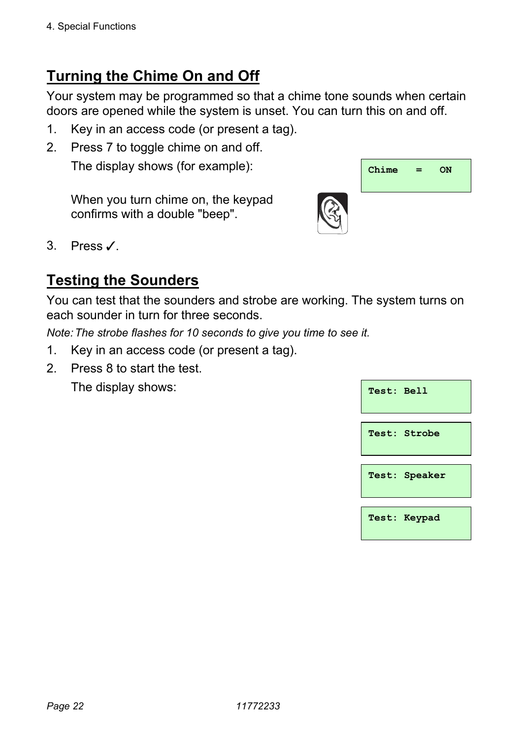## Turning the Chime On and Off

Your system may be programmed so that a chime tone sounds when certain doors are opened while the system is unset. You can turn this on and off.

1. Key in an access code (or present a tag).
2. Press 7 to toggle chime on and off.

   The display shows (for example):

   ```
   Chime   =   ON
   ```

   When you turn chime on, the keypad confirms with a double "beep".

3. Press ✓.

## Testing the Sounders

You can test that the sounders and strobe are working. The system turns on each sounder in turn for three seconds.

*Note: The strobe flashes for 10 seconds to give you time to see it.*

1. Key in an access code (or present a tag).
2. Press 8 to start the test.

   The display shows:

   ```
   Test: Bell
   ```

   ```
   Test: Strobe
   ```

   ```
   Test: Speaker
   ```

   ```
   Test: Keypad
   ```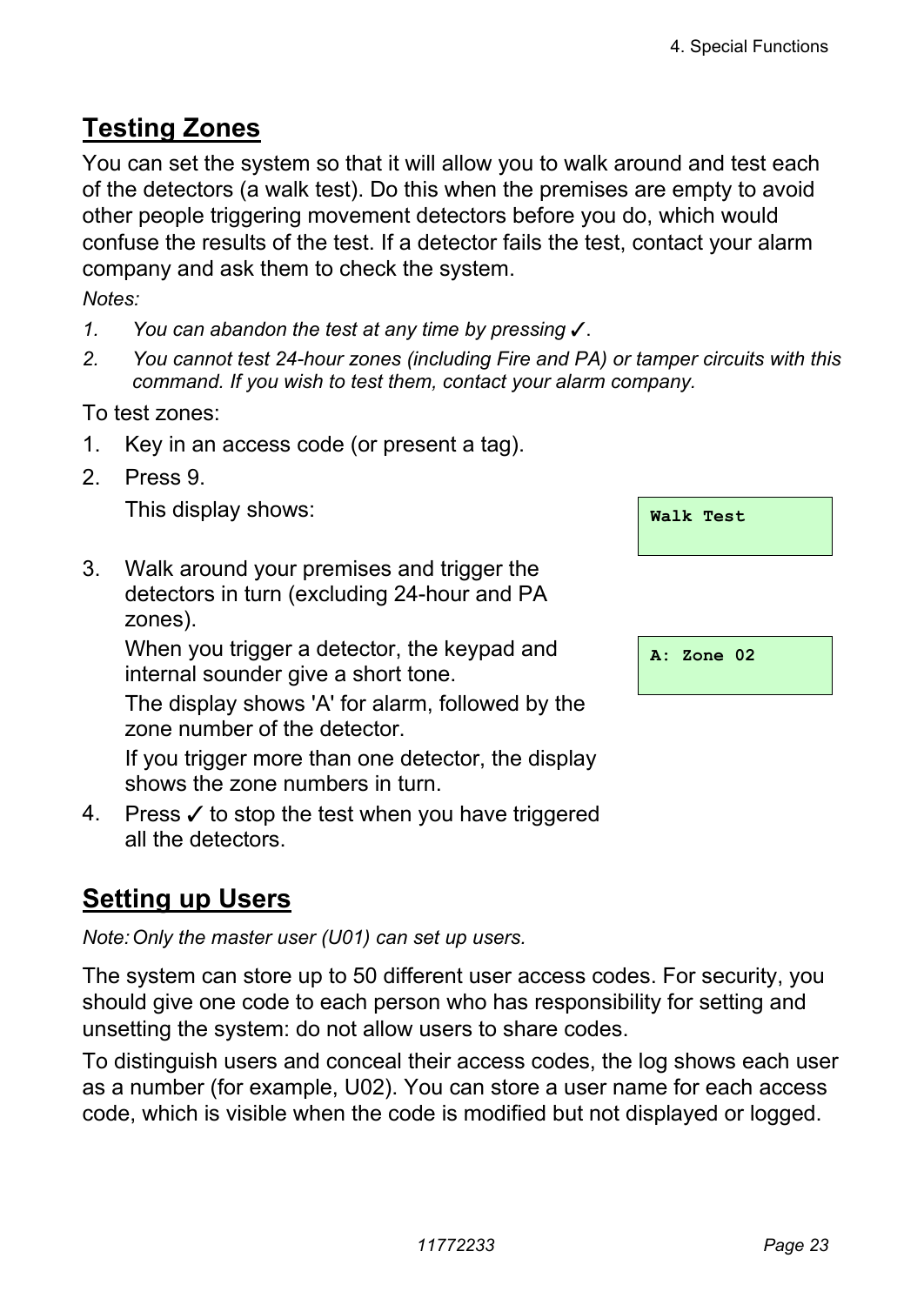## Testing Zones

You can set the system so that it will allow you to walk around and test each of the detectors (a walk test). Do this when the premises are empty to avoid other people triggering movement detectors before you do, which would confuse the results of the test. If a detector fails the test, contact your alarm company and ask them to check the system.

*Notes:*

1. *You can abandon the test at any time by pressing ✓.*
2. *You cannot test 24-hour zones (including Fire and PA) or tamper circuits with this command. If you wish to test them, contact your alarm company.*

To test zones:

1. Key in an access code (or present a tag).
2. Press 9.

   This display shows:

   ```
   Walk Test
   ```

3. Walk around your premises and trigger the detectors in turn (excluding 24-hour and PA zones).

   When you trigger a detector, the keypad and internal sounder give a short tone.

   ```
   A: Zone 02
   ```

   The display shows 'A' for alarm, followed by the zone number of the detector.

   If you trigger more than one detector, the display shows the zone numbers in turn.

4. Press ✓ to stop the test when you have triggered all the detectors.

## Setting up Users

*Note: Only the master user (U01) can set up users.*

The system can store up to 50 different user access codes. For security, you should give one code to each person who has responsibility for setting and unsetting the system: do not allow users to share codes.

To distinguish users and conceal their access codes, the log shows each user as a number (for example, U02). You can store a user name for each access code, which is visible when the code is modified but not displayed or logged.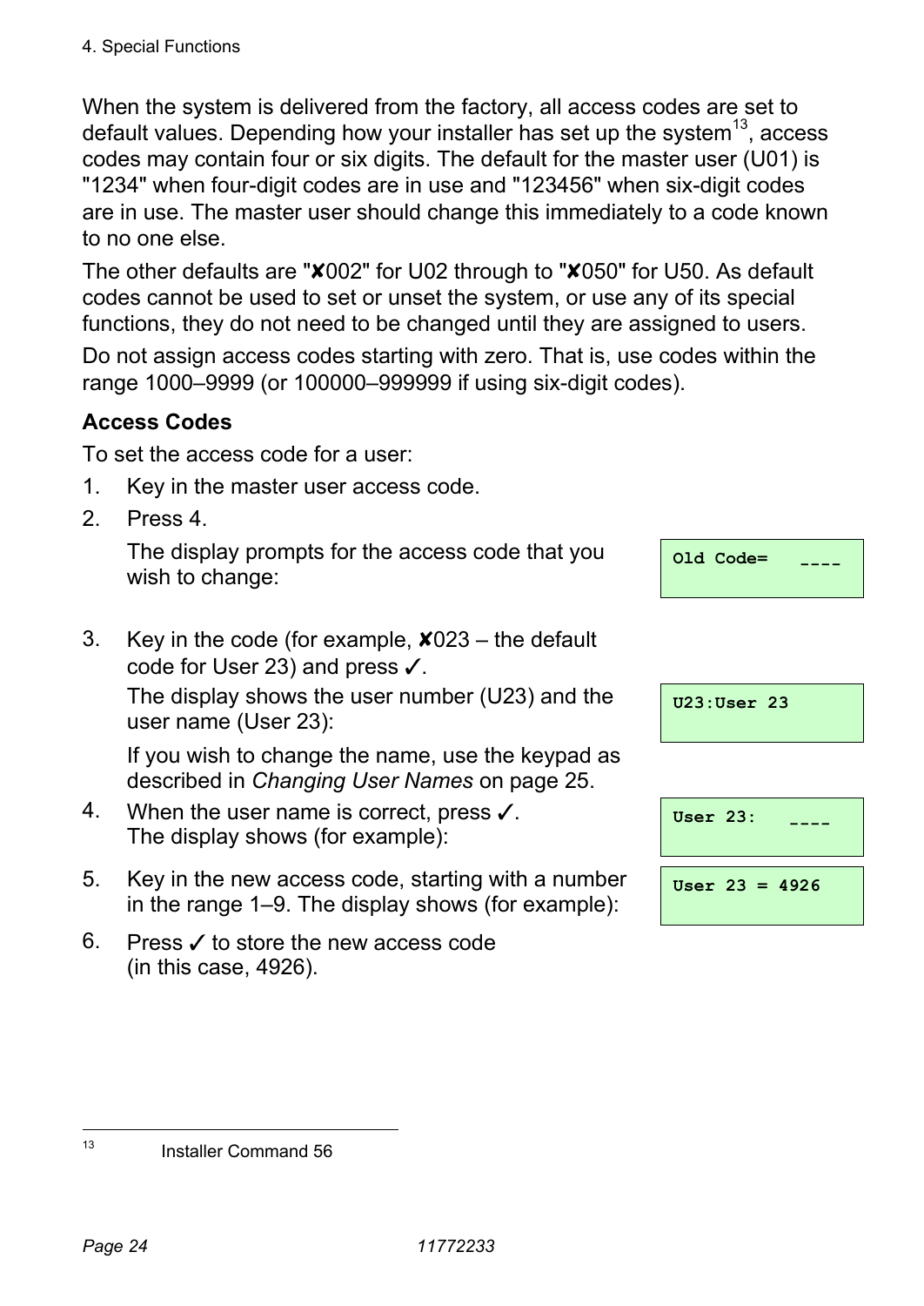When the system is delivered from the factory, all access codes are set to default values. Depending how your installer has set up the system[13], access codes may contain four or six digits. The default for the master user (U01) is "1234" when four-digit codes are in use and "123456" when six-digit codes are in use. The master user should change this immediately to a code known to no one else.

The other defaults are "✘002" for U02 through to "✘050" for U50. As default codes cannot be used to set or unset the system, or use any of its special functions, they do not need to be changed until they are assigned to users.

Do not assign access codes starting with zero. That is, use codes within the range 1000–9999 (or 100000–999999 if using six-digit codes).

### Access Codes

To set the access code for a user:

1. Key in the master user access code.
2. Press 4.

   The display prompts for the access code that you wish to change:

   ```
   Old Code=   ----
   ```

3. Key in the code (for example, ✘023 – the default code for User 23) and press ✓.

   The display shows the user number (U23) and the user name (User 23):

   ```
   U23:User 23
   ```

   If you wish to change the name, use the keypad as described in *Changing User Names* on page 25.

4. When the user name is correct, press ✓.
   The display shows (for example):

   ```
   User 23:   ----
   ```

5. Key in the new access code, starting with a number in the range 1–9. The display shows (for example):

   ```
   User 23 = 4926
   ```

6. Press ✓ to store the new access code (in this case, 4926).

---

[13] Installer Command 56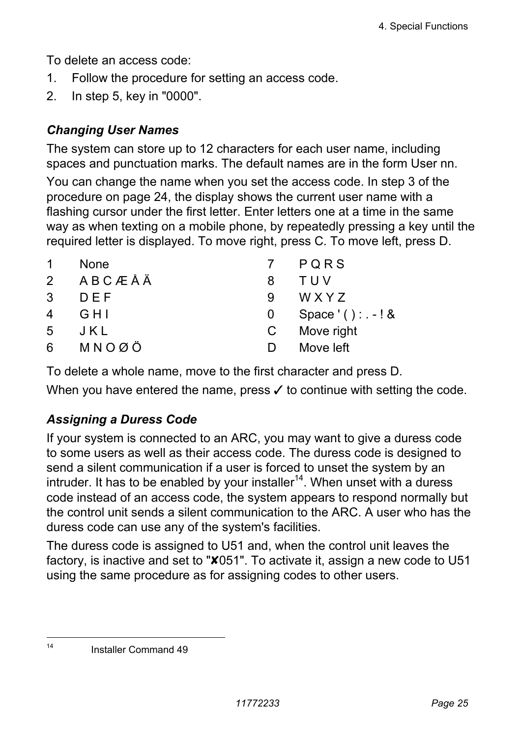To delete an access code:

1. Follow the procedure for setting an access code.
2. In step 5, key in "0000".

### *Changing User Names*

The system can store up to 12 characters for each user name, including spaces and punctuation marks. The default names are in the form User nn.

You can change the name when you set the access code. In step 3 of the procedure on page 24, the display shows the current user name with a flashing cursor under the first letter. Enter letters one at a time in the same way as when texting on a mobile phone, by repeatedly pressing a key until the required letter is displayed. To move right, press C. To move left, press D.

| | | | |
|---|---|---|---|
| 1 | None | 7 | P Q R S |
| 2 | A B C Æ Å Ä | 8 | T U V |
| 3 | D E F | 9 | W X Y Z |
| 4 | G H I | 0 | Space ' ( ) : . - ! & |
| 5 | J K L | C | Move right |
| 6 | M N O Ø Ö | D | Move left |

To delete a whole name, move to the first character and press D.

When you have entered the name, press ✓ to continue with setting the code.

### *Assigning a Duress Code*

If your system is connected to an ARC, you may want to give a duress code to some users as well as their access code. The duress code is designed to send a silent communication if a user is forced to unset the system by an intruder. It has to be enabled by your installer[14]. When unset with a duress code instead of an access code, the system appears to respond normally but the control unit sends a silent communication to the ARC. A user who has the duress code can use any of the system's facilities.

The duress code is assigned to U51 and, when the control unit leaves the factory, is inactive and set to "✘051". To activate it, assign a new code to U51 using the same procedure as for assigning codes to other users.

---

[14] Installer Command 49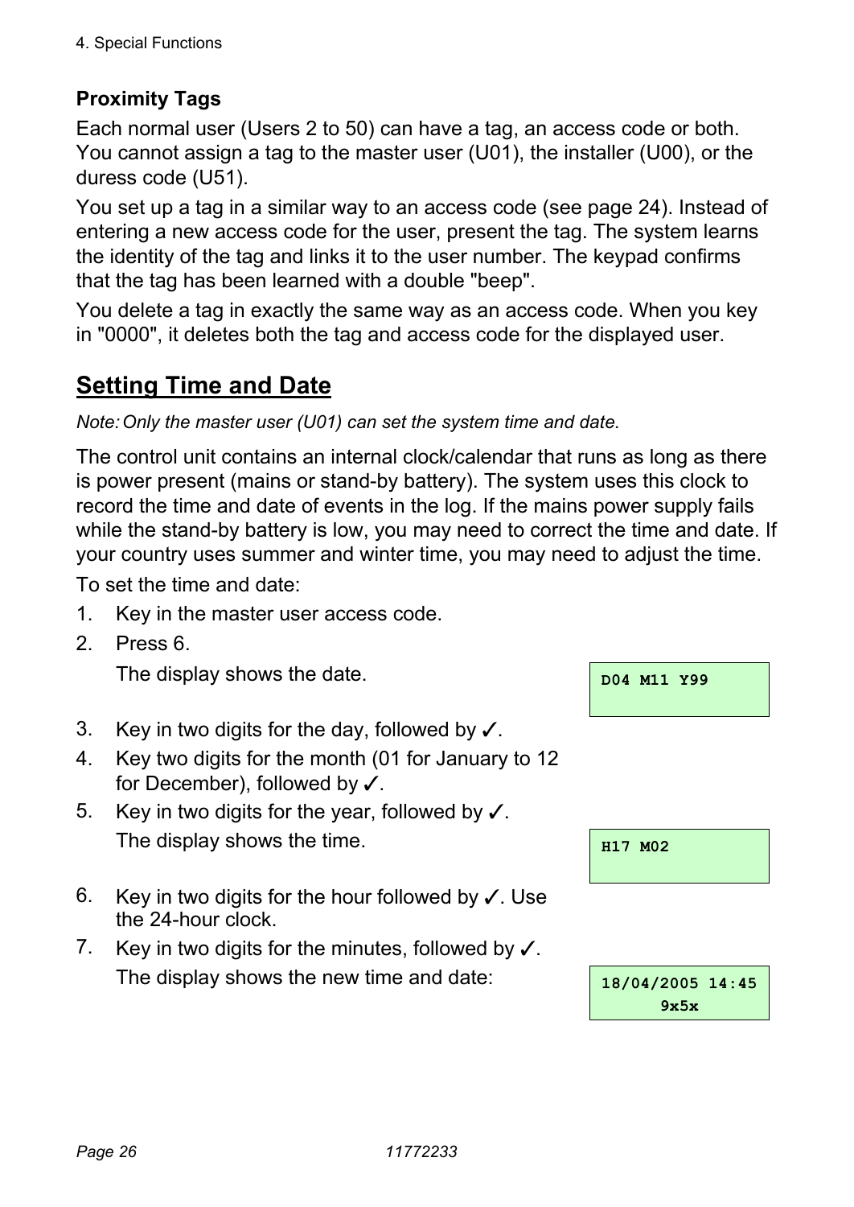### Proximity Tags

Each normal user (Users 2 to 50) can have a tag, an access code or both. You cannot assign a tag to the master user (U01), the installer (U00), or the duress code (U51).

You set up a tag in a similar way to an access code (see page 24). Instead of entering a new access code for the user, present the tag. The system learns the identity of the tag and links it to the user number. The keypad confirms that the tag has been learned with a double "beep".

You delete a tag in exactly the same way as an access code. When you key in "0000", it deletes both the tag and access code for the displayed user.

## Setting Time and Date

*Note: Only the master user (U01) can set the system time and date.*

The control unit contains an internal clock/calendar that runs as long as there is power present (mains or stand-by battery). The system uses this clock to record the time and date of events in the log. If the mains power supply fails while the stand-by battery is low, you may need to correct the time and date. If your country uses summer and winter time, you may need to adjust the time.

To set the time and date:

1. Key in the master user access code.
2. Press 6.

   The display shows the date.

   ```
   D04 M11 Y99
   ```

3. Key in two digits for the day, followed by ✓.
4. Key two digits for the month (01 for January to 12 for December), followed by ✓.
5. Key in two digits for the year, followed by ✓.

   The display shows the time.

   ```
   H17 M02
   ```

6. Key in two digits for the hour followed by ✓. Use the 24-hour clock.
7. Key in two digits for the minutes, followed by ✓.

   The display shows the new time and date:

   ```
   18/04/2005 14:45
         9x5x
   ```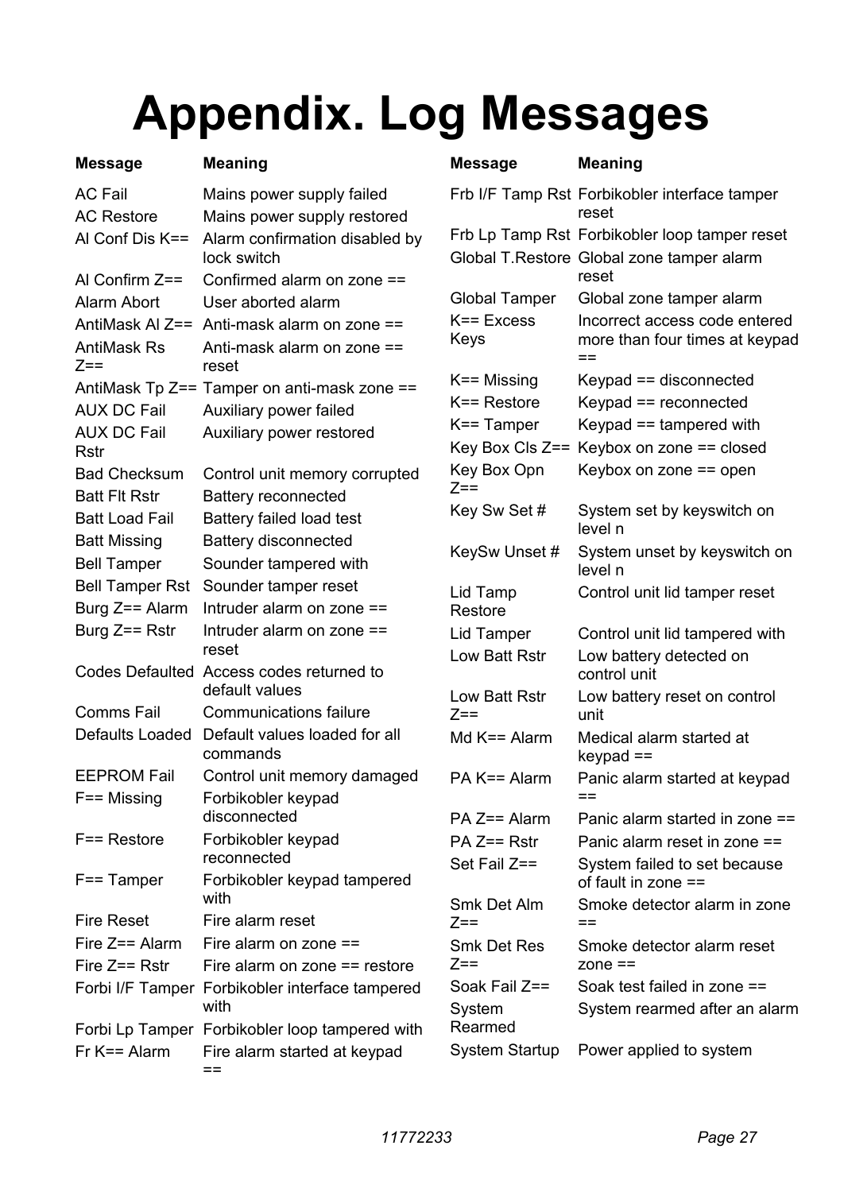# Appendix. Log Messages

| Message | Meaning |
|---|---|
| AC Fail | Mains power supply failed |
| AC Restore | Mains power supply restored |
| Al Conf Dis K== | Alarm confirmation disabled by lock switch |
| Al Confirm Z== | Confirmed alarm on zone == |
| Alarm Abort | User aborted alarm |
| AntiMask Al Z== | Anti-mask alarm on zone == |
| AntiMask Rs Z== | Anti-mask alarm on zone == reset |
| AntiMask Tp Z== | Tamper on anti-mask zone == |
| AUX DC Fail | Auxiliary power failed |
| AUX DC Fail Rstr | Auxiliary power restored |
| Bad Checksum | Control unit memory corrupted |
| Batt Flt Rstr | Battery reconnected |
| Batt Load Fail | Battery failed load test |
| Batt Missing | Battery disconnected |
| Bell Tamper | Sounder tampered with |
| Bell Tamper Rst | Sounder tamper reset |
| Burg Z== Alarm | Intruder alarm on zone == |
| Burg Z== Rstr | Intruder alarm on zone == reset |
| Codes Defaulted | Access codes returned to default values |
| Comms Fail | Communications failure |
| Defaults Loaded | Default values loaded for all commands |
| EEPROM Fail | Control unit memory damaged |
| F== Missing | Forbikobler keypad disconnected |
| F== Restore | Forbikobler keypad reconnected |
| F== Tamper | Forbikobler keypad tampered with |
| Fire Reset | Fire alarm reset |
| Fire Z== Alarm | Fire alarm on zone == |
| Fire Z== Rstr | Fire alarm on zone == restore |
| Forbi I/F Tamper | Forbikobler interface tampered with |
| Forbi Lp Tamper | Forbikobler loop tampered with |
| Fr K== Alarm | Fire alarm started at keypad == |
| Frb I/F Tamp Rst | Forbikobler interface tamper reset |
| Frb Lp Tamp Rst | Forbikobler loop tamper reset |
| Global T.Restore | Global zone tamper alarm reset |
| Global Tamper | Global zone tamper alarm |
| K== Excess Keys | Incorrect access code entered more than four times at keypad == |
| K== Missing | Keypad == disconnected |
| K== Restore | Keypad == reconnected |
| K== Tamper | Keypad == tampered with |
| Key Box Cls Z== | Keybox on zone == closed |
| Key Box Opn Z== | Keybox on zone == open |
| Key Sw Set # | System set by keyswitch on level n |
| KeySw Unset # | System unset by keyswitch on level n |
| Lid Tamp Restore | Control unit lid tamper reset |
| Lid Tamper | Control unit lid tampered with |
| Low Batt Rstr | Low battery detected on control unit |
| Low Batt Rstr Z== | Low battery reset on control unit |
| Md K== Alarm | Medical alarm started at keypad == |
| PA K== Alarm | Panic alarm started at keypad == |
| PA Z== Alarm | Panic alarm started in zone == |
| PA Z== Rstr | Panic alarm reset in zone == |
| Set Fail Z== | System failed to set because of fault in zone == |
| Smk Det Alm Z== | Smoke detector alarm in zone == |
| Smk Det Res Z== | Smoke detector alarm reset zone == |
| Soak Fail Z== | Soak test failed in zone == |
| System Rearmed | System rearmed after an alarm |
| System Startup | Power applied to system |

11772233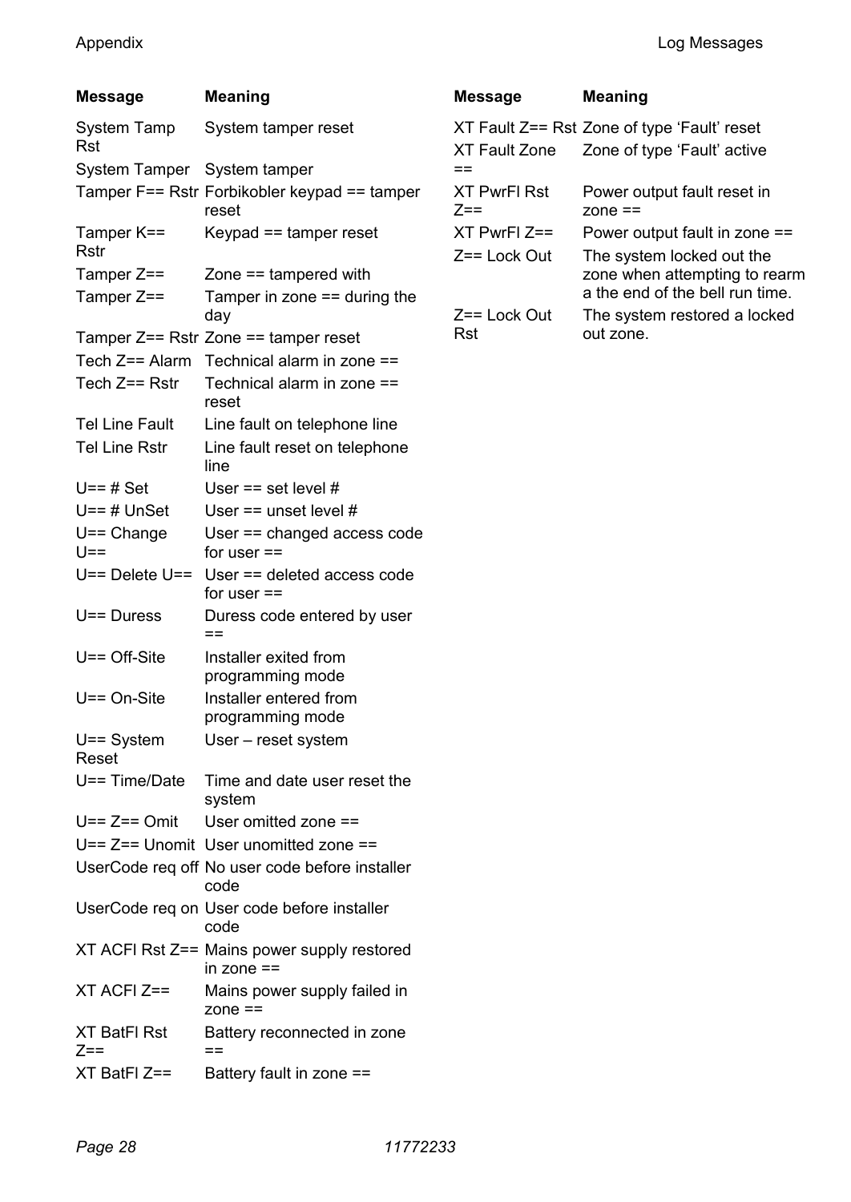| Message | Meaning |
|---|---|
| System Tamp Rst | System tamper reset |
| System Tamper | System tamper |
| Tamper F== Rstr | Forbikobler keypad == tamper reset |
| Tamper K== Rstr | Keypad == tamper reset |
| Tamper Z== | Zone == tampered with |
| Tamper Z== | Tamper in zone == during the day |
| Tamper Z== Rstr | Zone == tamper reset |
| Tech Z== Alarm | Technical alarm in zone == |
| Tech Z== Rstr | Technical alarm in zone == reset |
| Tel Line Fault | Line fault on telephone line |
| Tel Line Rstr | Line fault reset on telephone line |
| U== # Set | User == set level # |
| U== # UnSet | User == unset level # |
| U== Change U== | User == changed access code for user == |
| U== Delete U== | User == deleted access code for user == |
| U== Duress | Duress code entered by user == |
| U== Off-Site | Installer exited from programming mode |
| U== On-Site | Installer entered from programming mode |
| U== System Reset | User – reset system |
| U== Time/Date | Time and date user reset the system |
| U== Z== Omit | User omitted zone == |
| U== Z== Unomit | User unomitted zone == |
| UserCode req off | No user code before installer code |
| UserCode req on | User code before installer code |
| XT ACFl Rst Z== | Mains power supply restored in zone == |
| XT ACFl Z== | Mains power supply failed in zone == |
| XT BatFl Rst Z== | Battery reconnected in zone == |
| XT BatFl Z== | Battery fault in zone == |
| XT Fault Z== Rst | Zone of type 'Fault' reset |
| XT Fault Zone == | Zone of type 'Fault' active |
| XT PwrFl Rst Z== | Power output fault reset in zone == |
| XT PwrFl Z== | Power output fault in zone == |
| Z== Lock Out | The system locked out the zone when attempting to rearm a the end of the bell run time. |
| Z== Lock Out Rst | The system restored a locked out zone. |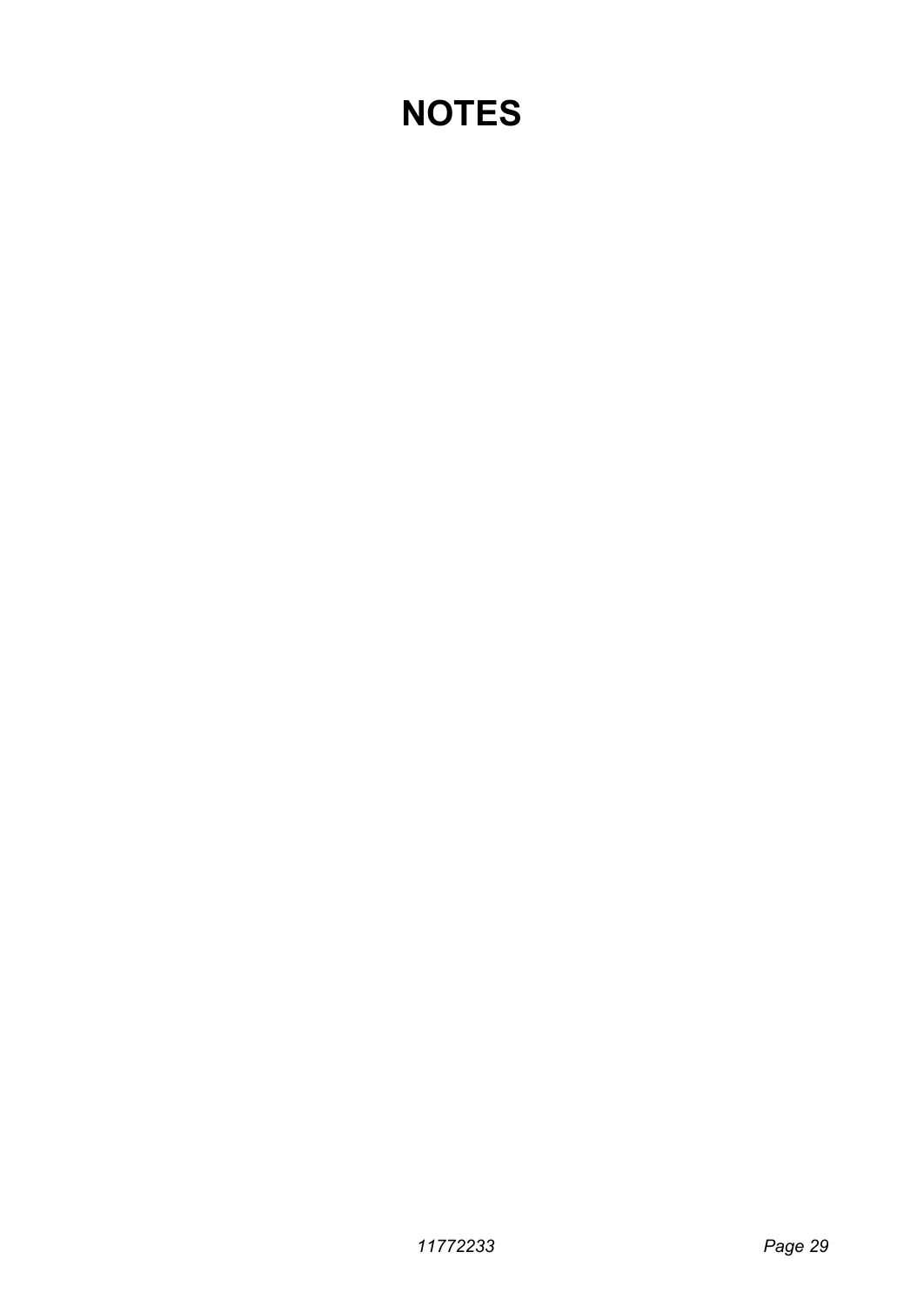# NOTES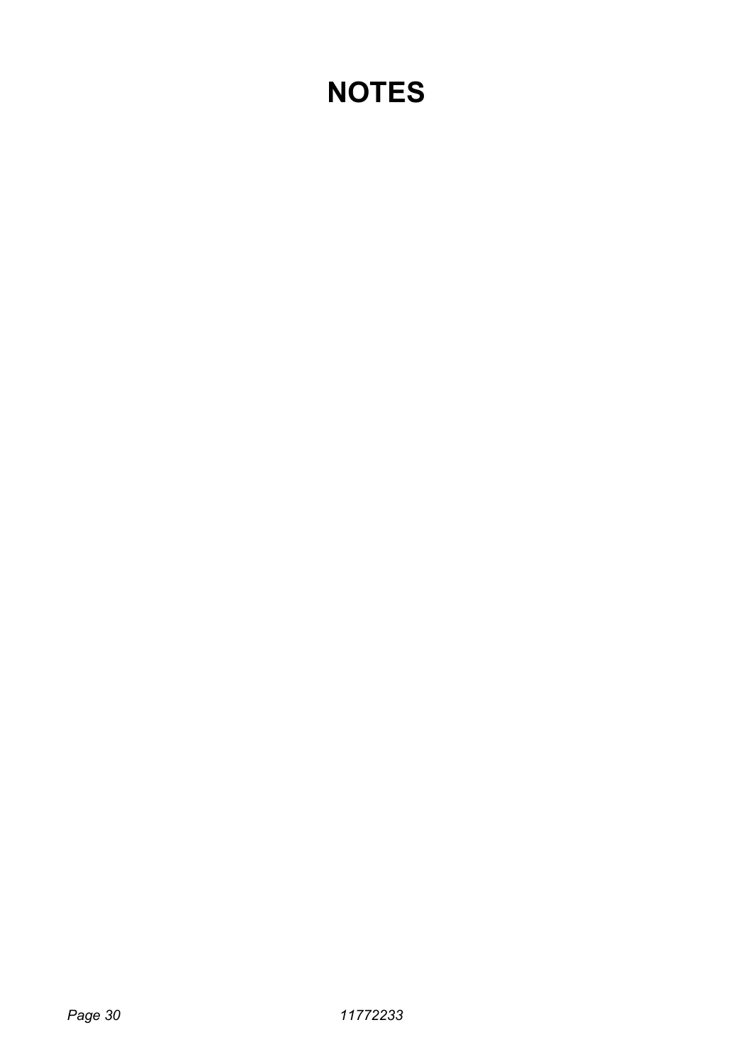# NOTES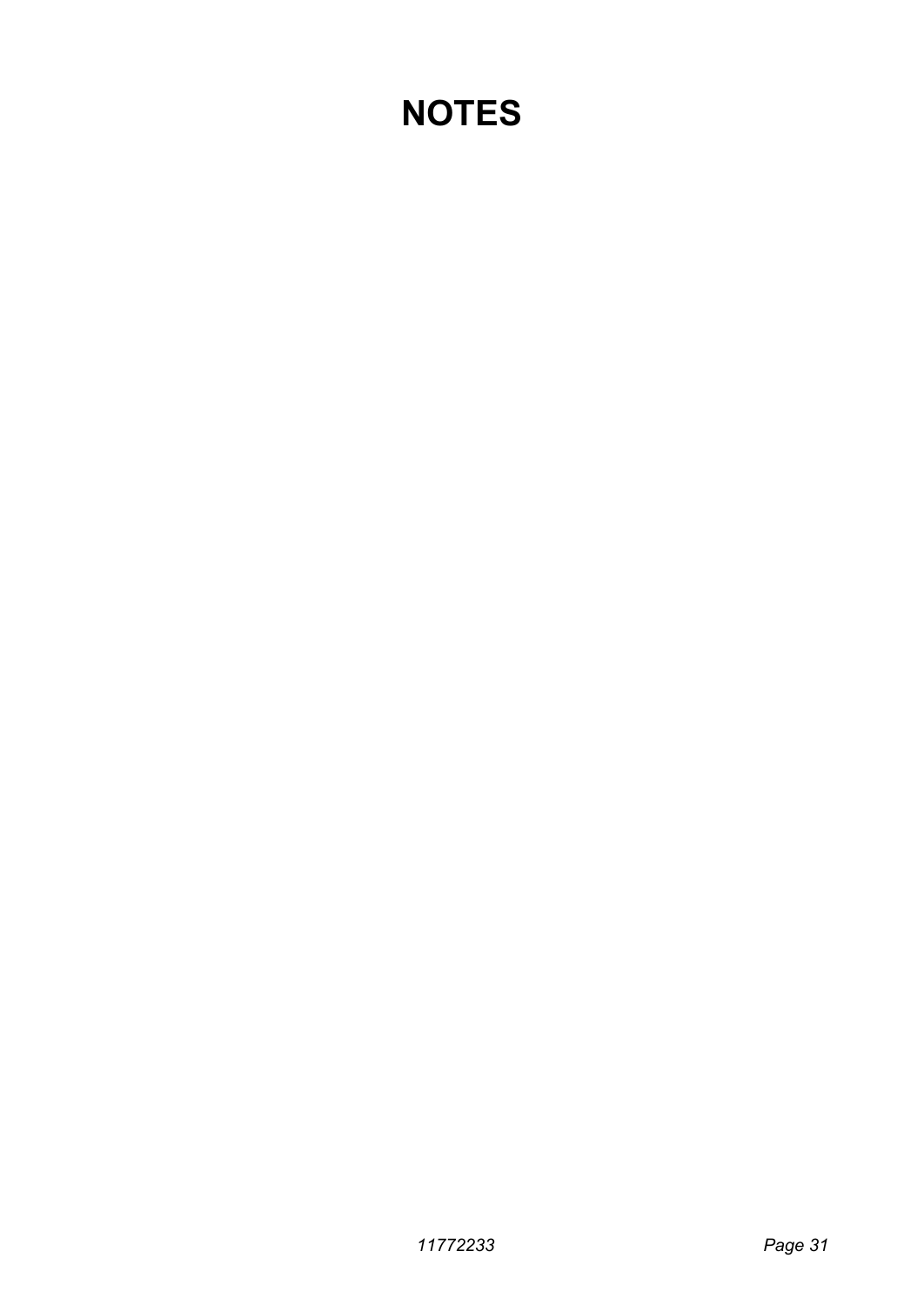# NOTES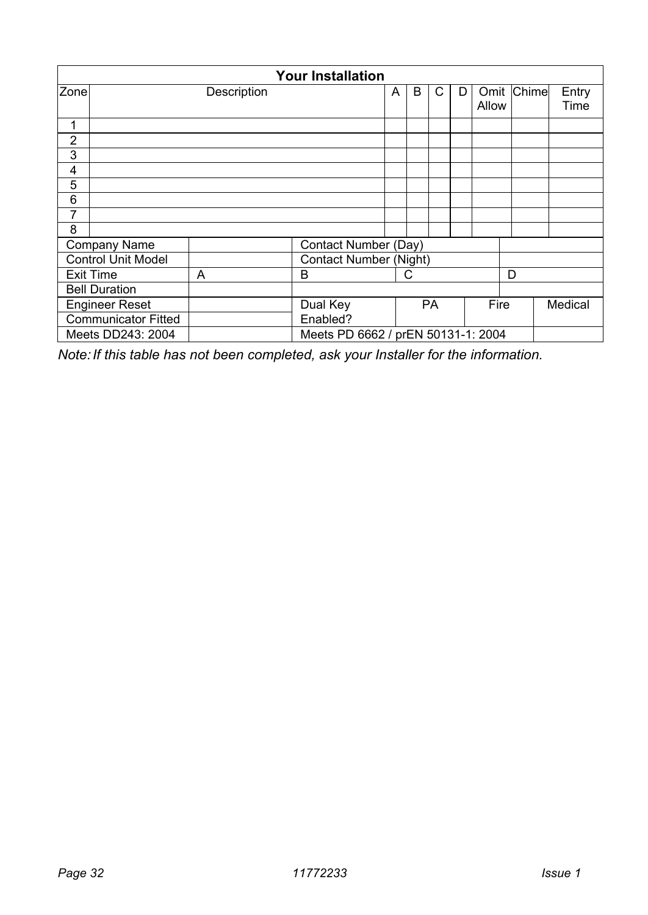## Your Installation

| Zone | Description | A | B | C | D | Omit Allow | Chime | Entry Time |
|---|---|---|---|---|---|---|---|---|
| 1 | | | | | | | | |
| 2 | | | | | | | | |
| 3 | | | | | | | | |
| 4 | | | | | | | | |
| 5 | | | | | | | | |
| 6 | | | | | | | | |
| 7 | | | | | | | | |
| 8 | | | | | | | | |

| | | | | | |
|---|---|---|---|---|---|
| Company Name | | Contact Number (Day) | | | |
| Control Unit Model | | Contact Number (Night) | | | |
| Exit Time | A | B | C | D | |
| Bell Duration | | | | | |
| Engineer Reset | | Dual Key Enabled? | PA | Fire | Medical |
| Communicator Fitted | | | | | |
| Meets DD243: 2004 | | Meets PD 6662 / prEN 50131-1: 2004 | | | |

*Note: If this table has not been completed, ask your Installer for the information.*